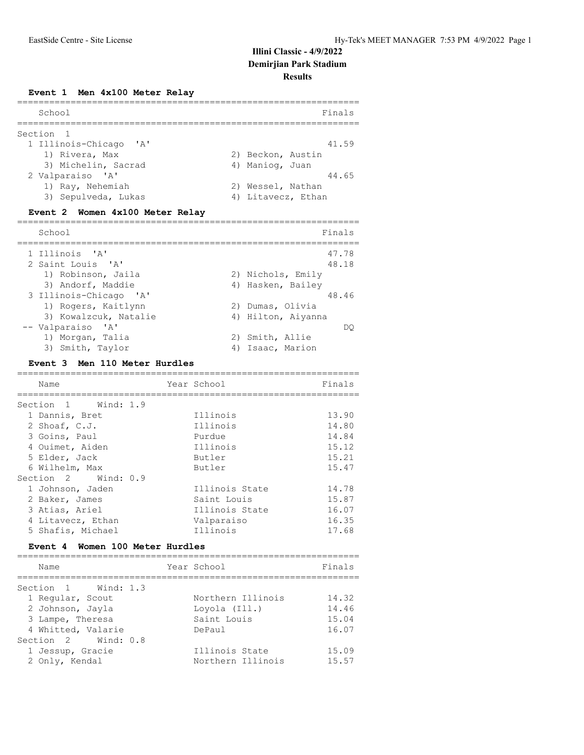# Illini Classic - 4/9/2022
## Demirjian Park Stadium
### Results

#### Event 1 Men 4x100 Meter Relay

| School | Finals |
|---|---|
| **Section 1** | |
| 1 Illinois-Chicago 'A' | 41.59 |
| 1) Rivera, Max; 2) Beckon, Austin; 3) Michelin, Sacrad; 4) Maniog, Juan | |
| 2 Valparaiso 'A' | 44.65 |
| 1) Ray, Nehemiah; 2) Wessel, Nathan; 3) Sepulveda, Lukas; 4) Litavecz, Ethan | |

#### Event 2 Women 4x100 Meter Relay

| School | Finals |
|---|---|
| 1 Illinois 'A' | 47.78 |
| 2 Saint Louis 'A' | 48.18 |
| 1) Robinson, Jaila; 2) Nichols, Emily; 3) Andorf, Maddie; 4) Hasken, Bailey | |
| 3 Illinois-Chicago 'A' | 48.46 |
| 1) Rogers, Kaitlynn; 2) Dumas, Olivia; 3) Kowalzcuk, Natalie; 4) Hilton, Aiyanna | |
| -- Valparaiso 'A' | DQ |
| 1) Morgan, Talia; 2) Smith, Allie; 3) Smith, Taylor; 4) Isaac, Marion | |

#### Event 3 Men 110 Meter Hurdles

| Name | Year | School | Finals |
|---|---|---|---|
| **Section 1 Wind: 1.9** | | | |
| 1 Dannis, Bret | | Illinois | 13.90 |
| 2 Shoaf, C.J. | | Illinois | 14.80 |
| 3 Goins, Paul | | Purdue | 14.84 |
| 4 Ouimet, Aiden | | Illinois | 15.12 |
| 5 Elder, Jack | | Butler | 15.21 |
| 6 Wilhelm, Max | | Butler | 15.47 |
| **Section 2 Wind: 0.9** | | | |
| 1 Johnson, Jaden | | Illinois State | 14.78 |
| 2 Baker, James | | Saint Louis | 15.87 |
| 3 Atias, Ariel | | Illinois State | 16.07 |
| 4 Litavecz, Ethan | | Valparaiso | 16.35 |
| 5 Shafis, Michael | | Illinois | 17.68 |

#### Event 4 Women 100 Meter Hurdles

| Name | Year | School | Finals |
|---|---|---|---|
| **Section 1 Wind: 1.3** | | | |
| 1 Regular, Scout | | Northern Illinois | 14.32 |
| 2 Johnson, Jayla | | Loyola (Ill.) | 14.46 |
| 3 Lampe, Theresa | | Saint Louis | 15.04 |
| 4 Whitted, Valarie | | DePaul | 16.07 |
| **Section 2 Wind: 0.8** | | | |
| 1 Jessup, Gracie | | Illinois State | 15.09 |
| 2 Only, Kendal | | Northern Illinois | 15.57 |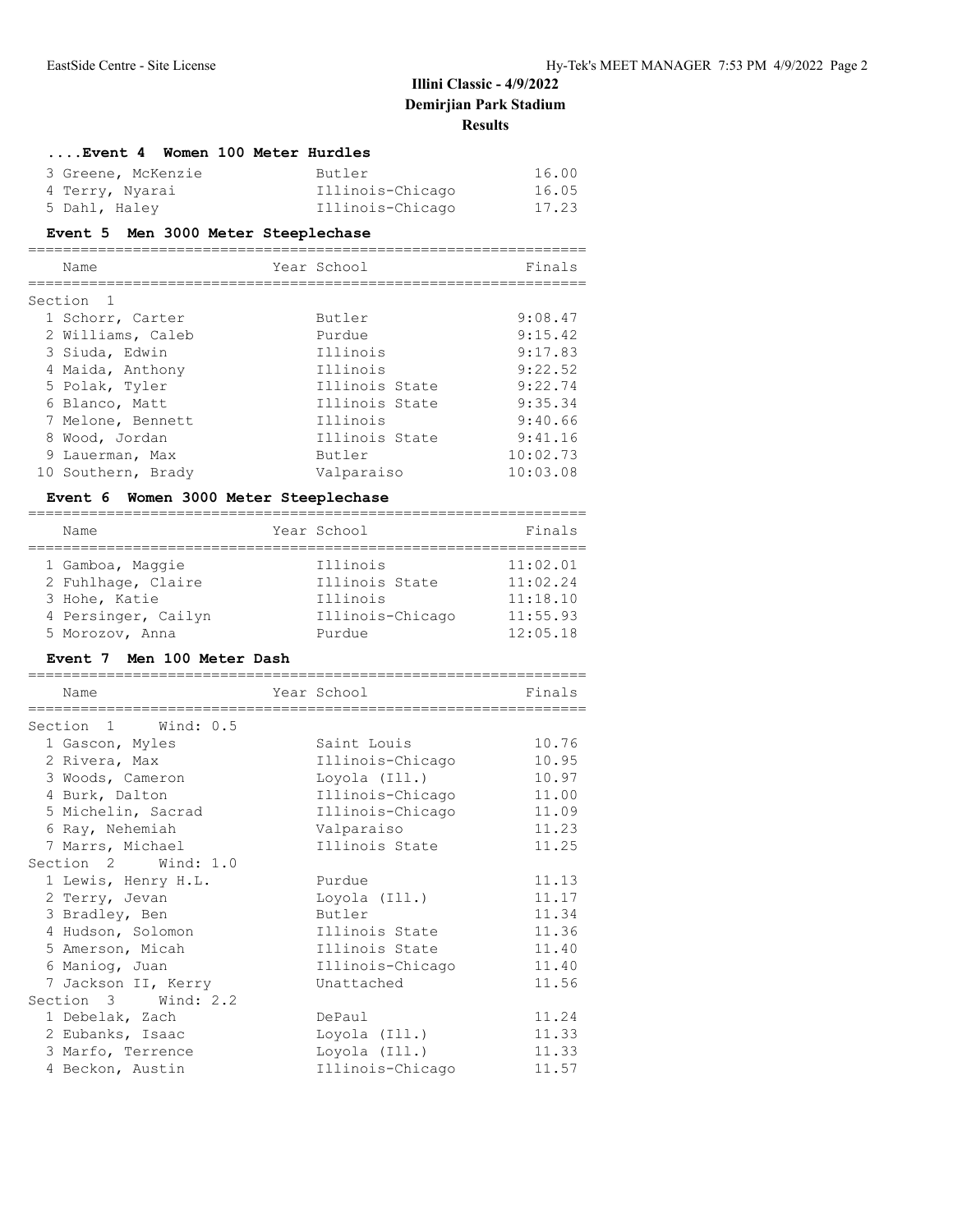# Illini Classic - 4/9/2022

## Demirjian Park Stadium

## Results

### ....Event 4 Women 100 Meter Hurdles

| Place | Name | School | Finals |
|---|---|---|---|
| 3 | Greene, McKenzie | Butler | 16.00 |
| 4 | Terry, Nyarai | Illinois-Chicago | 16.05 |
| 5 | Dahl, Haley | Illinois-Chicago | 17.23 |

### Event 5 Men 3000 Meter Steeplechase

| Place | Name | Year | School | Finals |
|---|---|---|---|---|
| **Section 1** | | | | |
| 1 | Schorr, Carter | | Butler | 9:08.47 |
| 2 | Williams, Caleb | | Purdue | 9:15.42 |
| 3 | Siuda, Edwin | | Illinois | 9:17.83 |
| 4 | Maida, Anthony | | Illinois | 9:22.52 |
| 5 | Polak, Tyler | | Illinois State | 9:22.74 |
| 6 | Blanco, Matt | | Illinois State | 9:35.34 |
| 7 | Melone, Bennett | | Illinois | 9:40.66 |
| 8 | Wood, Jordan | | Illinois State | 9:41.16 |
| 9 | Lauerman, Max | | Butler | 10:02.73 |
| 10 | Southern, Brady | | Valparaiso | 10:03.08 |

### Event 6 Women 3000 Meter Steeplechase

| Place | Name | Year | School | Finals |
|---|---|---|---|---|
| 1 | Gamboa, Maggie | | Illinois | 11:02.01 |
| 2 | Fuhlhage, Claire | | Illinois State | 11:02.24 |
| 3 | Hohe, Katie | | Illinois | 11:18.10 |
| 4 | Persinger, Cailyn | | Illinois-Chicago | 11:55.93 |
| 5 | Morozov, Anna | | Purdue | 12:05.18 |

### Event 7 Men 100 Meter Dash

| Place | Name | Year | School | Finals |
|---|---|---|---|---|
| **Section 1 Wind: 0.5** | | | | |
| 1 | Gascon, Myles | | Saint Louis | 10.76 |
| 2 | Rivera, Max | | Illinois-Chicago | 10.95 |
| 3 | Woods, Cameron | | Loyola (Ill.) | 10.97 |
| 4 | Burk, Dalton | | Illinois-Chicago | 11.00 |
| 5 | Michelin, Sacrad | | Illinois-Chicago | 11.09 |
| 6 | Ray, Nehemiah | | Valparaiso | 11.23 |
| 7 | Marrs, Michael | | Illinois State | 11.25 |
| **Section 2 Wind: 1.0** | | | | |
| 1 | Lewis, Henry H.L. | | Purdue | 11.13 |
| 2 | Terry, Jevan | | Loyola (Ill.) | 11.17 |
| 3 | Bradley, Ben | | Butler | 11.34 |
| 4 | Hudson, Solomon | | Illinois State | 11.36 |
| 5 | Amerson, Micah | | Illinois State | 11.40 |
| 6 | Maniog, Juan | | Illinois-Chicago | 11.40 |
| 7 | Jackson II, Kerry | | Unattached | 11.56 |
| **Section 3 Wind: 2.2** | | | | |
| 1 | Debelak, Zach | | DePaul | 11.24 |
| 2 | Eubanks, Isaac | | Loyola (Ill.) | 11.33 |
| 3 | Marfo, Terrence | | Loyola (Ill.) | 11.33 |
| 4 | Beckon, Austin | | Illinois-Chicago | 11.57 |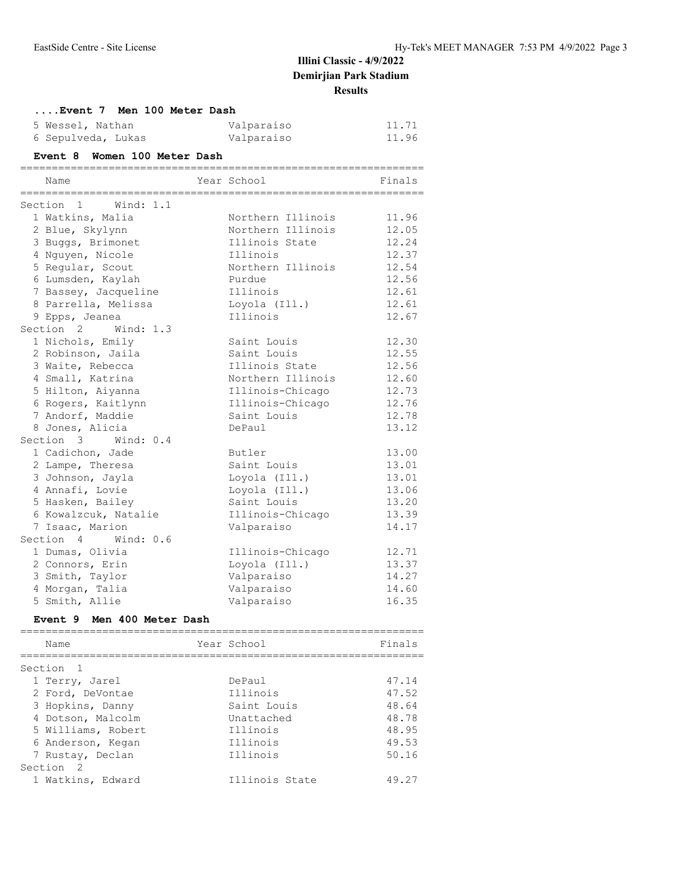## Illini Classic - 4/9/2022

**Demirjian Park Stadium**

**Results**

### ....Event 7 Men 100 Meter Dash

| Place | Name | Year | School | Finals |
|---|---|---|---|---|
| 5 | Wessel, Nathan | | Valparaiso | 11.71 |
| 6 | Sepulveda, Lukas | | Valparaiso | 11.96 |

### Event 8 Women 100 Meter Dash

| Place | Name | Year | School | Finals |
|---|---|---|---|---|
| **Section 1 Wind: 1.1** | | | | |
| 1 | Watkins, Malia | | Northern Illinois | 11.96 |
| 2 | Blue, Skylynn | | Northern Illinois | 12.05 |
| 3 | Buggs, Brimonet | | Illinois State | 12.24 |
| 4 | Nguyen, Nicole | | Illinois | 12.37 |
| 5 | Regular, Scout | | Northern Illinois | 12.54 |
| 6 | Lumsden, Kaylah | | Purdue | 12.56 |
| 7 | Bassey, Jacqueline | | Illinois | 12.61 |
| 8 | Parrella, Melissa | | Loyola (Ill.) | 12.61 |
| 9 | Epps, Jeanea | | Illinois | 12.67 |
| **Section 2 Wind: 1.3** | | | | |
| 1 | Nichols, Emily | | Saint Louis | 12.30 |
| 2 | Robinson, Jaila | | Saint Louis | 12.55 |
| 3 | Waite, Rebecca | | Illinois State | 12.56 |
| 4 | Small, Katrina | | Northern Illinois | 12.60 |
| 5 | Hilton, Aiyanna | | Illinois-Chicago | 12.73 |
| 6 | Rogers, Kaitlynn | | Illinois-Chicago | 12.76 |
| 7 | Andorf, Maddie | | Saint Louis | 12.78 |
| 8 | Jones, Alicia | | DePaul | 13.12 |
| **Section 3 Wind: 0.4** | | | | |
| 1 | Cadichon, Jade | | Butler | 13.00 |
| 2 | Lampe, Theresa | | Saint Louis | 13.01 |
| 3 | Johnson, Jayla | | Loyola (Ill.) | 13.01 |
| 4 | Annafi, Lovie | | Loyola (Ill.) | 13.06 |
| 5 | Hasken, Bailey | | Saint Louis | 13.20 |
| 6 | Kowalzcuk, Natalie | | Illinois-Chicago | 13.39 |
| 7 | Isaac, Marion | | Valparaiso | 14.17 |
| **Section 4 Wind: 0.6** | | | | |
| 1 | Dumas, Olivia | | Illinois-Chicago | 12.71 |
| 2 | Connors, Erin | | Loyola (Ill.) | 13.37 |
| 3 | Smith, Taylor | | Valparaiso | 14.27 |
| 4 | Morgan, Talia | | Valparaiso | 14.60 |
| 5 | Smith, Allie | | Valparaiso | 16.35 |

### Event 9 Men 400 Meter Dash

| Place | Name | Year | School | Finals |
|---|---|---|---|---|
| **Section 1** | | | | |
| 1 | Terry, Jarel | | DePaul | 47.14 |
| 2 | Ford, DeVontae | | Illinois | 47.52 |
| 3 | Hopkins, Danny | | Saint Louis | 48.64 |
| 4 | Dotson, Malcolm | | Unattached | 48.78 |
| 5 | Williams, Robert | | Illinois | 48.95 |
| 6 | Anderson, Kegan | | Illinois | 49.53 |
| 7 | Rustay, Declan | | Illinois | 50.16 |
| **Section 2** | | | | |
| 1 | Watkins, Edward | | Illinois State | 49.27 |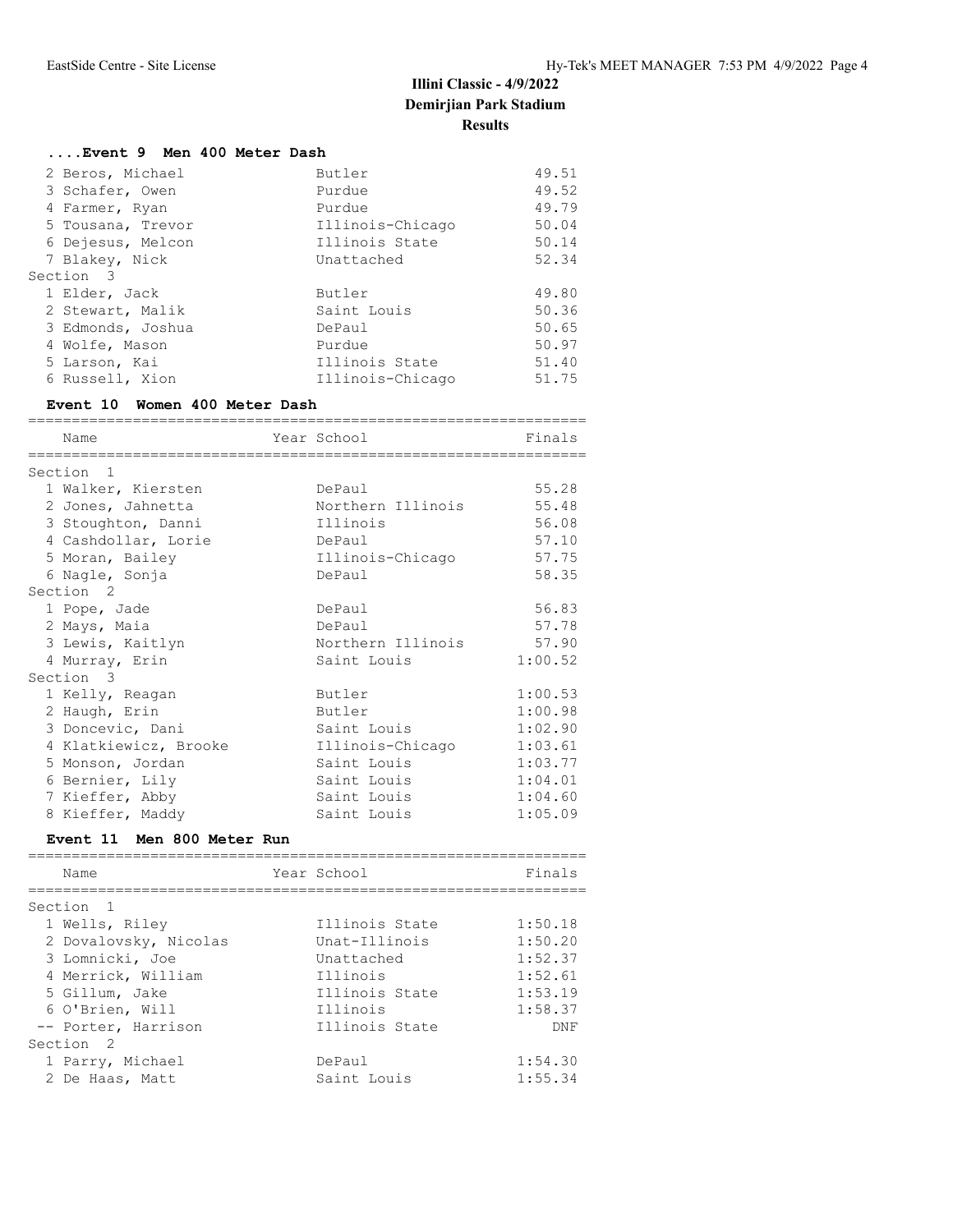## Illini Classic - 4/9/2022
## Demirjian Park Stadium
## Results

### ....Event 9 Men 400 Meter Dash

| Name | Year School | Finals |
|---|---|---|
| 2 Beros, Michael | Butler | 49.51 |
| 3 Schafer, Owen | Purdue | 49.52 |
| 4 Farmer, Ryan | Purdue | 49.79 |
| 5 Tousana, Trevor | Illinois-Chicago | 50.04 |
| 6 Dejesus, Melcon | Illinois State | 50.14 |
| 7 Blakey, Nick | Unattached | 52.34 |
| **Section 3** | | |
| 1 Elder, Jack | Butler | 49.80 |
| 2 Stewart, Malik | Saint Louis | 50.36 |
| 3 Edmonds, Joshua | DePaul | 50.65 |
| 4 Wolfe, Mason | Purdue | 50.97 |
| 5 Larson, Kai | Illinois State | 51.40 |
| 6 Russell, Xion | Illinois-Chicago | 51.75 |

### Event 10 Women 400 Meter Dash

| Name | Year School | Finals |
|---|---|---|
| **Section 1** | | |
| 1 Walker, Kiersten | DePaul | 55.28 |
| 2 Jones, Jahnetta | Northern Illinois | 55.48 |
| 3 Stoughton, Danni | Illinois | 56.08 |
| 4 Cashdollar, Lorie | DePaul | 57.10 |
| 5 Moran, Bailey | Illinois-Chicago | 57.75 |
| 6 Nagle, Sonja | DePaul | 58.35 |
| **Section 2** | | |
| 1 Pope, Jade | DePaul | 56.83 |
| 2 Mays, Maia | DePaul | 57.78 |
| 3 Lewis, Kaitlyn | Northern Illinois | 57.90 |
| 4 Murray, Erin | Saint Louis | 1:00.52 |
| **Section 3** | | |
| 1 Kelly, Reagan | Butler | 1:00.53 |
| 2 Haugh, Erin | Butler | 1:00.98 |
| 3 Doncevic, Dani | Saint Louis | 1:02.90 |
| 4 Klatkiewicz, Brooke | Illinois-Chicago | 1:03.61 |
| 5 Monson, Jordan | Saint Louis | 1:03.77 |
| 6 Bernier, Lily | Saint Louis | 1:04.01 |
| 7 Kieffer, Abby | Saint Louis | 1:04.60 |
| 8 Kieffer, Maddy | Saint Louis | 1:05.09 |

### Event 11 Men 800 Meter Run

| Name | Year School | Finals |
|---|---|---|
| **Section 1** | | |
| 1 Wells, Riley | Illinois State | 1:50.18 |
| 2 Dovalovsky, Nicolas | Unat-Illinois | 1:50.20 |
| 3 Lomnicki, Joe | Unattached | 1:52.37 |
| 4 Merrick, William | Illinois | 1:52.61 |
| 5 Gillum, Jake | Illinois State | 1:53.19 |
| 6 O'Brien, Will | Illinois | 1:58.37 |
| -- Porter, Harrison | Illinois State | DNF |
| **Section 2** | | |
| 1 Parry, Michael | DePaul | 1:54.30 |
| 2 De Haas, Matt | Saint Louis | 1:55.34 |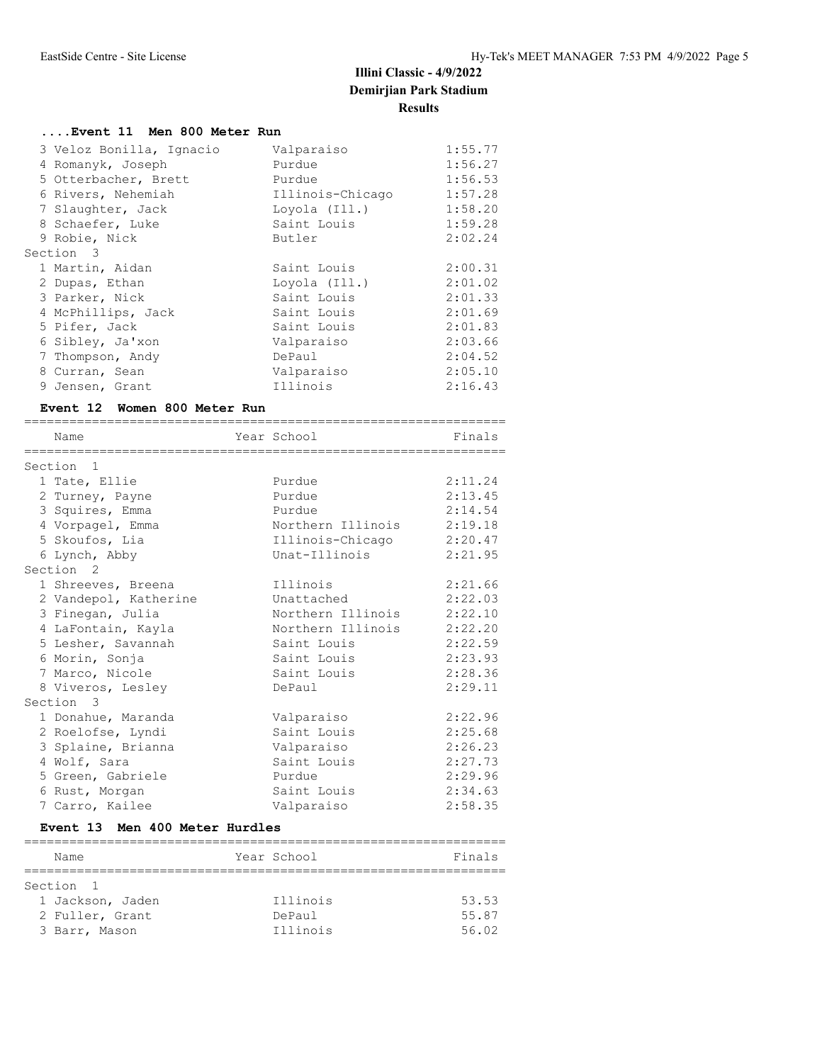# Illini Classic - 4/9/2022

**Demirjian Park Stadium**

**Results**

### ....Event 11 Men 800 Meter Run

| Name | Year School | Finals |
|---|---|---|
| 3 Veloz Bonilla, Ignacio | Valparaiso | 1:55.77 |
| 4 Romanyk, Joseph | Purdue | 1:56.27 |
| 5 Otterbacher, Brett | Purdue | 1:56.53 |
| 6 Rivers, Nehemiah | Illinois-Chicago | 1:57.28 |
| 7 Slaughter, Jack | Loyola (Ill.) | 1:58.20 |
| 8 Schaefer, Luke | Saint Louis | 1:59.28 |
| 9 Robie, Nick | Butler | 2:02.24 |
| **Section 3** | | |
| 1 Martin, Aidan | Saint Louis | 2:00.31 |
| 2 Dupas, Ethan | Loyola (Ill.) | 2:01.02 |
| 3 Parker, Nick | Saint Louis | 2:01.33 |
| 4 McPhillips, Jack | Saint Louis | 2:01.69 |
| 5 Pifer, Jack | Saint Louis | 2:01.83 |
| 6 Sibley, Ja'xon | Valparaiso | 2:03.66 |
| 7 Thompson, Andy | DePaul | 2:04.52 |
| 8 Curran, Sean | Valparaiso | 2:05.10 |
| 9 Jensen, Grant | Illinois | 2:16.43 |

### Event 12 Women 800 Meter Run

| Name | Year School | Finals |
|---|---|---|
| **Section 1** | | |
| 1 Tate, Ellie | Purdue | 2:11.24 |
| 2 Turney, Payne | Purdue | 2:13.45 |
| 3 Squires, Emma | Purdue | 2:14.54 |
| 4 Vorpagel, Emma | Northern Illinois | 2:19.18 |
| 5 Skoufos, Lia | Illinois-Chicago | 2:20.47 |
| 6 Lynch, Abby | Unat-Illinois | 2:21.95 |
| **Section 2** | | |
| 1 Shreeves, Breena | Illinois | 2:21.66 |
| 2 Vandepol, Katherine | Unattached | 2:22.03 |
| 3 Finegan, Julia | Northern Illinois | 2:22.10 |
| 4 LaFontain, Kayla | Northern Illinois | 2:22.20 |
| 5 Lesher, Savannah | Saint Louis | 2:22.59 |
| 6 Morin, Sonja | Saint Louis | 2:23.93 |
| 7 Marco, Nicole | Saint Louis | 2:28.36 |
| 8 Viveros, Lesley | DePaul | 2:29.11 |
| **Section 3** | | |
| 1 Donahue, Maranda | Valparaiso | 2:22.96 |
| 2 Roelofse, Lyndi | Saint Louis | 2:25.68 |
| 3 Splaine, Brianna | Valparaiso | 2:26.23 |
| 4 Wolf, Sara | Saint Louis | 2:27.73 |
| 5 Green, Gabriele | Purdue | 2:29.96 |
| 6 Rust, Morgan | Saint Louis | 2:34.63 |
| 7 Carro, Kailee | Valparaiso | 2:58.35 |

### Event 13 Men 400 Meter Hurdles

| Name | Year School | Finals |
|---|---|---|
| **Section 1** | | |
| 1 Jackson, Jaden | Illinois | 53.53 |
| 2 Fuller, Grant | DePaul | 55.87 |
| 3 Barr, Mason | Illinois | 56.02 |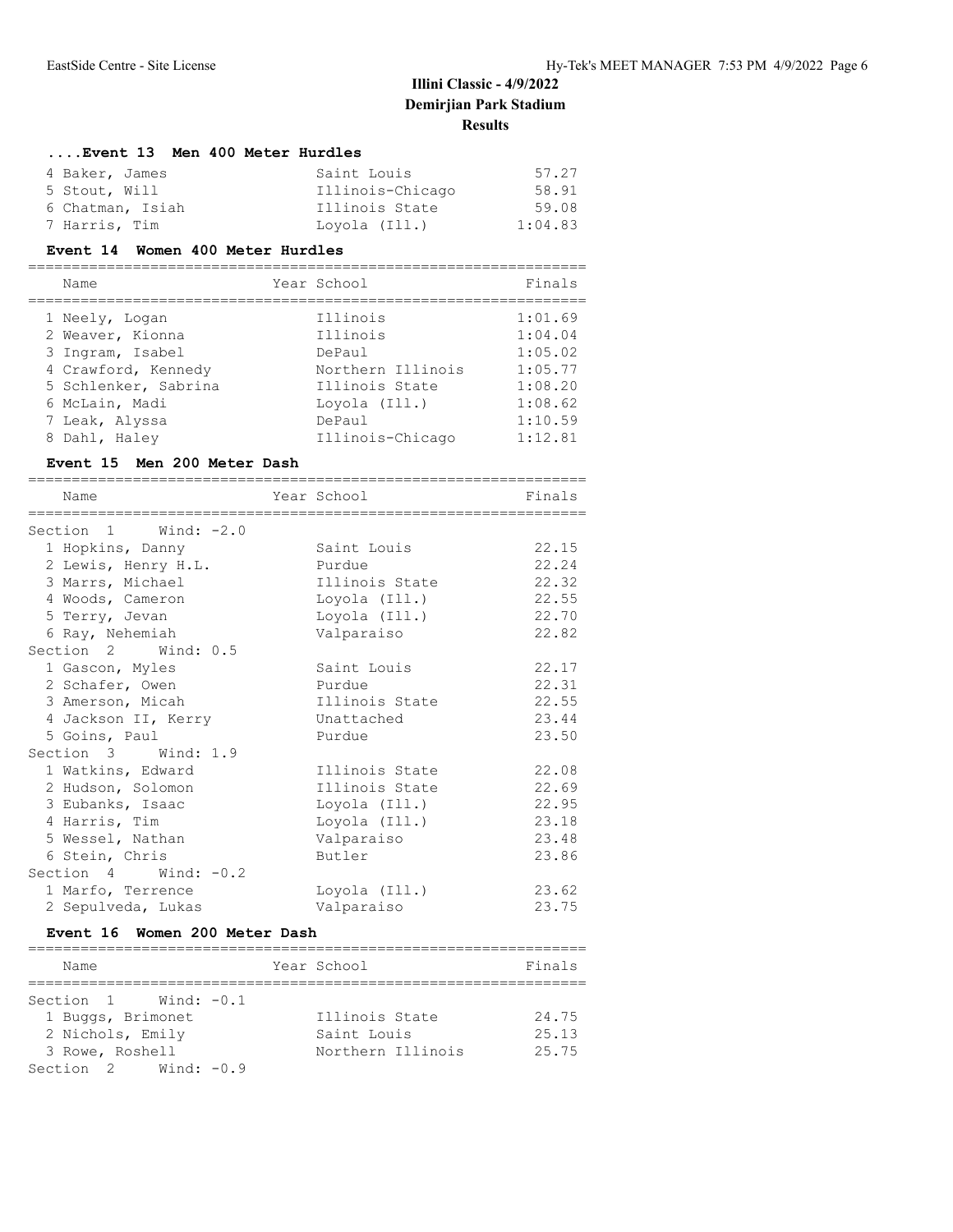# Illini Classic - 4/9/2022

**Demirjian Park Stadium**

**Results**

### ....Event 13 Men 400 Meter Hurdles

| Name | Year School | Finals |
|---|---|---|
| 4 Baker, James | Saint Louis | 57.27 |
| 5 Stout, Will | Illinois-Chicago | 58.91 |
| 6 Chatman, Isiah | Illinois State | 59.08 |
| 7 Harris, Tim | Loyola (Ill.) | 1:04.83 |

### Event 14 Women 400 Meter Hurdles

| Name | Year School | Finals |
|---|---|---|
| 1 Neely, Logan | Illinois | 1:01.69 |
| 2 Weaver, Kionna | Illinois | 1:04.04 |
| 3 Ingram, Isabel | DePaul | 1:05.02 |
| 4 Crawford, Kennedy | Northern Illinois | 1:05.77 |
| 5 Schlenker, Sabrina | Illinois State | 1:08.20 |
| 6 McLain, Madi | Loyola (Ill.) | 1:08.62 |
| 7 Leak, Alyssa | DePaul | 1:10.59 |
| 8 Dahl, Haley | Illinois-Chicago | 1:12.81 |

### Event 15 Men 200 Meter Dash

| Name | Year School | Finals |
|---|---|---|
| **Section 1 Wind: -2.0** | | |
| 1 Hopkins, Danny | Saint Louis | 22.15 |
| 2 Lewis, Henry H.L. | Purdue | 22.24 |
| 3 Marrs, Michael | Illinois State | 22.32 |
| 4 Woods, Cameron | Loyola (Ill.) | 22.55 |
| 5 Terry, Jevan | Loyola (Ill.) | 22.70 |
| 6 Ray, Nehemiah | Valparaiso | 22.82 |
| **Section 2 Wind: 0.5** | | |
| 1 Gascon, Myles | Saint Louis | 22.17 |
| 2 Schafer, Owen | Purdue | 22.31 |
| 3 Amerson, Micah | Illinois State | 22.55 |
| 4 Jackson II, Kerry | Unattached | 23.44 |
| 5 Goins, Paul | Purdue | 23.50 |
| **Section 3 Wind: 1.9** | | |
| 1 Watkins, Edward | Illinois State | 22.08 |
| 2 Hudson, Solomon | Illinois State | 22.69 |
| 3 Eubanks, Isaac | Loyola (Ill.) | 22.95 |
| 4 Harris, Tim | Loyola (Ill.) | 23.18 |
| 5 Wessel, Nathan | Valparaiso | 23.48 |
| 6 Stein, Chris | Butler | 23.86 |
| **Section 4 Wind: -0.2** | | |
| 1 Marfo, Terrence | Loyola (Ill.) | 23.62 |
| 2 Sepulveda, Lukas | Valparaiso | 23.75 |

### Event 16 Women 200 Meter Dash

| Name | Year School | Finals |
|---|---|---|
| **Section 1 Wind: -0.1** | | |
| 1 Buggs, Brimonet | Illinois State | 24.75 |
| 2 Nichols, Emily | Saint Louis | 25.13 |
| 3 Rowe, Roshell | Northern Illinois | 25.75 |
| **Section 2 Wind: -0.9** | | |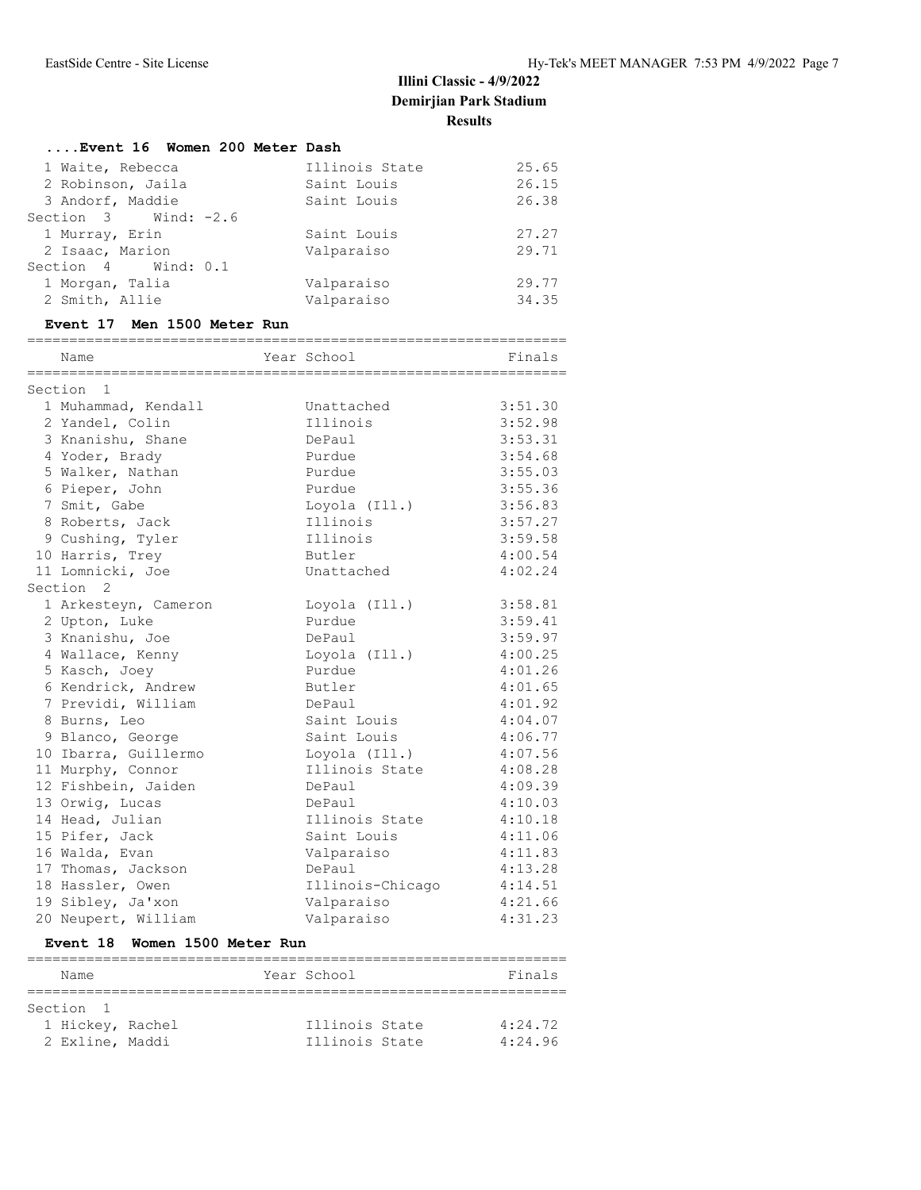# Illini Classic - 4/9/2022

**Demirjian Park Stadium**

**Results**

### ....Event 16 Women 200 Meter Dash

| Place | Name | School | Finals |
|---|---|---|---|
| 1 | Waite, Rebecca | Illinois State | 25.65 |
| 2 | Robinson, Jaila | Saint Louis | 26.15 |
| 3 | Andorf, Maddie | Saint Louis | 26.38 |
| **Section 3 Wind: -2.6** | | | |
| 1 | Murray, Erin | Saint Louis | 27.27 |
| 2 | Isaac, Marion | Valparaiso | 29.71 |
| **Section 4 Wind: 0.1** | | | |
| 1 | Morgan, Talia | Valparaiso | 29.77 |
| 2 | Smith, Allie | Valparaiso | 34.35 |

### Event 17 Men 1500 Meter Run

| Place | Name | Year School | Finals |
|---|---|---|---|
| **Section 1** | | | |
| 1 | Muhammad, Kendall | Unattached | 3:51.30 |
| 2 | Yandel, Colin | Illinois | 3:52.98 |
| 3 | Knanishu, Shane | DePaul | 3:53.31 |
| 4 | Yoder, Brady | Purdue | 3:54.68 |
| 5 | Walker, Nathan | Purdue | 3:55.03 |
| 6 | Pieper, John | Purdue | 3:55.36 |
| 7 | Smit, Gabe | Loyola (Ill.) | 3:56.83 |
| 8 | Roberts, Jack | Illinois | 3:57.27 |
| 9 | Cushing, Tyler | Illinois | 3:59.58 |
| 10 | Harris, Trey | Butler | 4:00.54 |
| 11 | Lomnicki, Joe | Unattached | 4:02.24 |
| **Section 2** | | | |
| 1 | Arkesteyn, Cameron | Loyola (Ill.) | 3:58.81 |
| 2 | Upton, Luke | Purdue | 3:59.41 |
| 3 | Knanishu, Joe | DePaul | 3:59.97 |
| 4 | Wallace, Kenny | Loyola (Ill.) | 4:00.25 |
| 5 | Kasch, Joey | Purdue | 4:01.26 |
| 6 | Kendrick, Andrew | Butler | 4:01.65 |
| 7 | Previdi, William | DePaul | 4:01.92 |
| 8 | Burns, Leo | Saint Louis | 4:04.07 |
| 9 | Blanco, George | Saint Louis | 4:06.77 |
| 10 | Ibarra, Guillermo | Loyola (Ill.) | 4:07.56 |
| 11 | Murphy, Connor | Illinois State | 4:08.28 |
| 12 | Fishbein, Jaiden | DePaul | 4:09.39 |
| 13 | Orwig, Lucas | DePaul | 4:10.03 |
| 14 | Head, Julian | Illinois State | 4:10.18 |
| 15 | Pifer, Jack | Saint Louis | 4:11.06 |
| 16 | Walda, Evan | Valparaiso | 4:11.83 |
| 17 | Thomas, Jackson | DePaul | 4:13.28 |
| 18 | Hassler, Owen | Illinois-Chicago | 4:14.51 |
| 19 | Sibley, Ja'xon | Valparaiso | 4:21.66 |
| 20 | Neupert, William | Valparaiso | 4:31.23 |

### Event 18 Women 1500 Meter Run

| Place | Name | Year School | Finals |
|---|---|---|---|
| **Section 1** | | | |
| 1 | Hickey, Rachel | Illinois State | 4:24.72 |
| 2 | Exline, Maddi | Illinois State | 4:24.96 |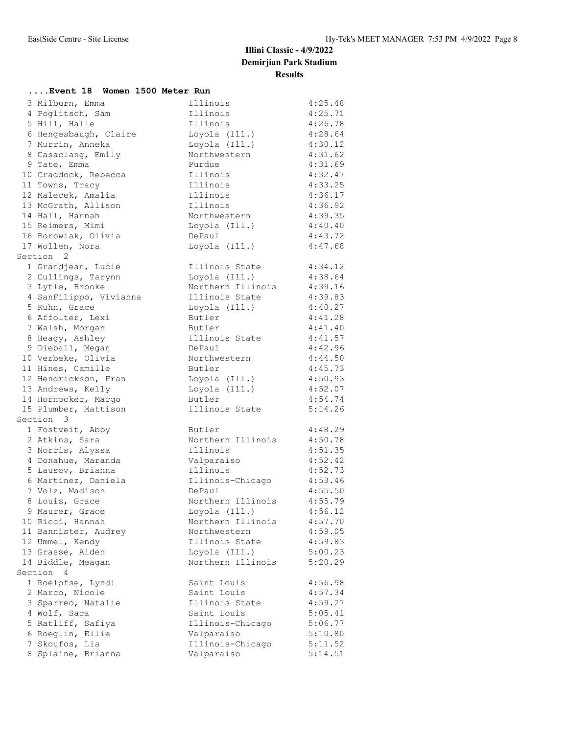# Illini Classic - 4/9/2022

## Demirjian Park Stadium

### Results

#### ....Event 18 Women 1500 Meter Run

| Place | Name | School | Time |
|---|---|---|---|
| 3 | Milburn, Emma | Illinois | 4:25.48 |
| 4 | Poglitsch, Sam | Illinois | 4:25.71 |
| 5 | Hill, Halle | Illinois | 4:26.78 |
| 6 | Hengesbaugh, Claire | Loyola (Ill.) | 4:28.64 |
| 7 | Murrin, Anneka | Loyola (Ill.) | 4:30.12 |
| 8 | Casaclang, Emily | Northwestern | 4:31.62 |
| 9 | Tate, Emma | Purdue | 4:31.69 |
| 10 | Craddock, Rebecca | Illinois | 4:32.47 |
| 11 | Towns, Tracy | Illinois | 4:33.25 |
| 12 | Malecek, Amalia | Illinois | 4:36.17 |
| 13 | McGrath, Allison | Illinois | 4:36.92 |
| 14 | Hall, Hannah | Northwestern | 4:39.35 |
| 15 | Reimers, Mimi | Loyola (Ill.) | 4:40.40 |
| 16 | Borowiak, Olivia | DePaul | 4:43.72 |
| 17 | Wollen, Nora | Loyola (Ill.) | 4:47.68 |

Section 2

| Place | Name | School | Time |
|---|---|---|---|
| 1 | Grandjean, Lucie | Illinois State | 4:34.12 |
| 2 | Cullings, Tarynn | Loyola (Ill.) | 4:38.64 |
| 3 | Lytle, Brooke | Northern Illinois | 4:39.16 |
| 4 | SanFilippo, Vivianna | Illinois State | 4:39.83 |
| 5 | Kuhn, Grace | Loyola (Ill.) | 4:40.27 |
| 6 | Affolter, Lexi | Butler | 4:41.28 |
| 7 | Walsh, Morgan | Butler | 4:41.40 |
| 8 | Heagy, Ashley | Illinois State | 4:41.57 |
| 9 | Dieball, Megan | DePaul | 4:42.96 |
| 10 | Verbeke, Olivia | Northwestern | 4:44.50 |
| 11 | Hines, Camille | Butler | 4:45.73 |
| 12 | Hendrickson, Fran | Loyola (Ill.) | 4:50.93 |
| 13 | Andrews, Kelly | Loyola (Ill.) | 4:52.07 |
| 14 | Hornocker, Margo | Butler | 4:54.74 |
| 15 | Plumber, Mattison | Illinois State | 5:14.26 |

Section 3

| Place | Name | School | Time |
|---|---|---|---|
| 1 | Fostveit, Abby | Butler | 4:48.29 |
| 2 | Atkins, Sara | Northern Illinois | 4:50.78 |
| 3 | Norris, Alyssa | Illinois | 4:51.35 |
| 4 | Donahue, Maranda | Valparaiso | 4:52.42 |
| 5 | Lausev, Brianna | Illinois | 4:52.73 |
| 6 | Martinez, Daniela | Illinois-Chicago | 4:53.46 |
| 7 | Volz, Madison | DePaul | 4:55.50 |
| 8 | Louis, Grace | Northern Illinois | 4:55.79 |
| 9 | Maurer, Grace | Loyola (Ill.) | 4:56.12 |
| 10 | Ricci, Hannah | Northern Illinois | 4:57.70 |
| 11 | Bannister, Audrey | Northwestern | 4:59.05 |
| 12 | Ummel, Kendy | Illinois State | 4:59.83 |
| 13 | Grasse, Aiden | Loyola (Ill.) | 5:00.23 |
| 14 | Biddle, Meagan | Northern Illinois | 5:20.29 |

Section 4

| Place | Name | School | Time |
|---|---|---|---|
| 1 | Roelofse, Lyndi | Saint Louis | 4:56.98 |
| 2 | Marco, Nicole | Saint Louis | 4:57.34 |
| 3 | Sparreo, Natalie | Illinois State | 4:59.27 |
| 4 | Wolf, Sara | Saint Louis | 5:05.41 |
| 5 | Ratliff, Safiya | Illinois-Chicago | 5:06.77 |
| 6 | Roeglin, Ellie | Valparaiso | 5:10.80 |
| 7 | Skoufos, Lia | Illinois-Chicago | 5:11.52 |
| 8 | Splaine, Brianna | Valparaiso | 5:14.51 |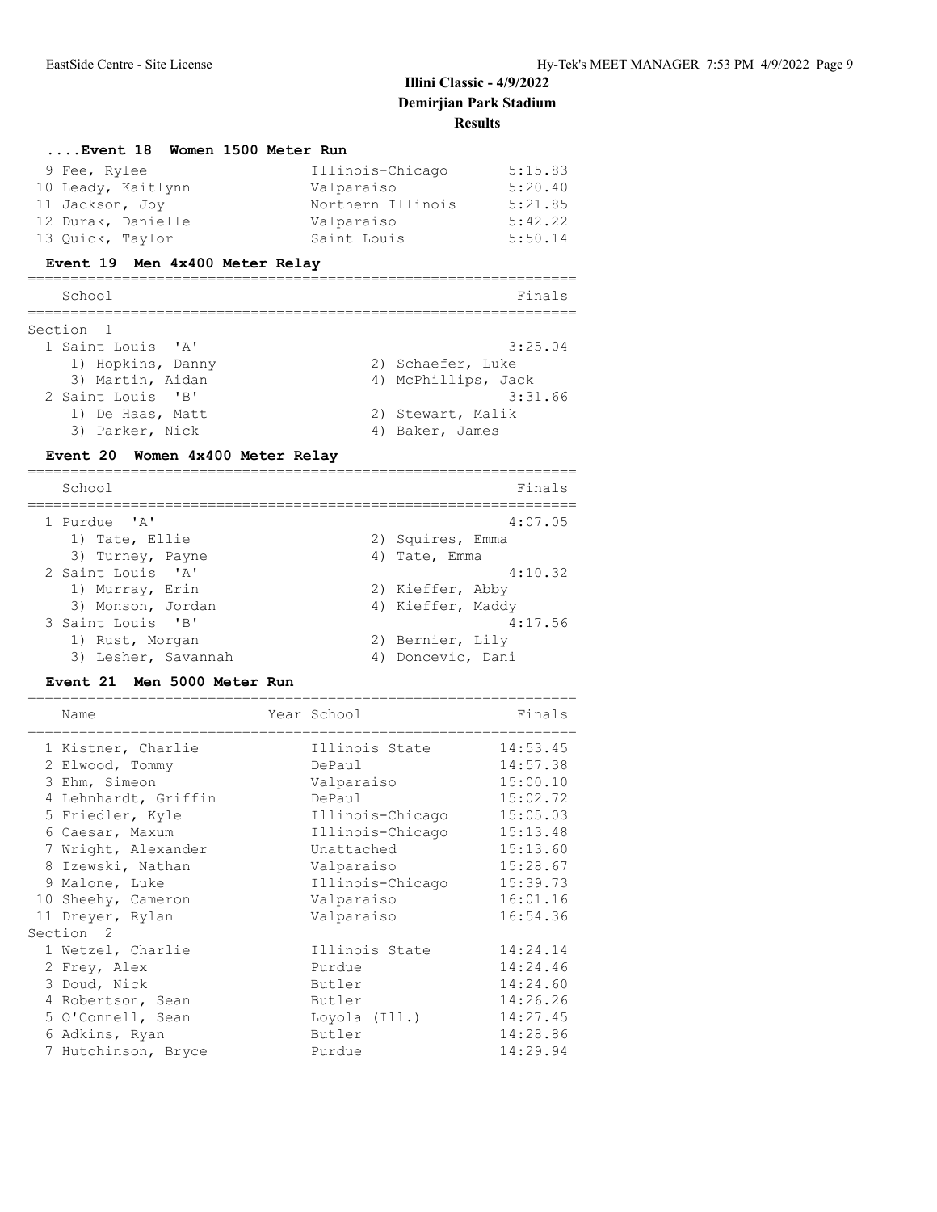# Illini Classic - 4/9/2022
## Demirjian Park Stadium
### Results

#### ....Event 18 Women 1500 Meter Run

| Place | Name | School | Finals |
|---|---|---|---|
| 9 | Fee, Rylee | Illinois-Chicago | 5:15.83 |
| 10 | Leady, Kaitlynn | Valparaiso | 5:20.40 |
| 11 | Jackson, Joy | Northern Illinois | 5:21.85 |
| 12 | Durak, Danielle | Valparaiso | 5:42.22 |
| 13 | Quick, Taylor | Saint Louis | 5:50.14 |

#### Event 19 Men 4x400 Meter Relay

| Place | School | Finals |
|---|---|---|
| **Section 1** | | |
| 1 | Saint Louis 'A' | 3:25.04 |
| | 1) Hopkins, Danny; 2) Schaefer, Luke; 3) Martin, Aidan; 4) McPhillips, Jack | |
| 2 | Saint Louis 'B' | 3:31.66 |
| | 1) De Haas, Matt; 2) Stewart, Malik; 3) Parker, Nick; 4) Baker, James | |

#### Event 20 Women 4x400 Meter Relay

| Place | School | Finals |
|---|---|---|
| 1 | Purdue 'A' | 4:07.05 |
| | 1) Tate, Ellie; 2) Squires, Emma; 3) Turney, Payne; 4) Tate, Emma | |
| 2 | Saint Louis 'A' | 4:10.32 |
| | 1) Murray, Erin; 2) Kieffer, Abby; 3) Monson, Jordan; 4) Kieffer, Maddy | |
| 3 | Saint Louis 'B' | 4:17.56 |
| | 1) Rust, Morgan; 2) Bernier, Lily; 3) Lesher, Savannah; 4) Doncevic, Dani | |

#### Event 21 Men 5000 Meter Run

| Place | Name | Year | School | Finals |
|---|---|---|---|---|
| 1 | Kistner, Charlie | | Illinois State | 14:53.45 |
| 2 | Elwood, Tommy | | DePaul | 14:57.38 |
| 3 | Ehm, Simeon | | Valparaiso | 15:00.10 |
| 4 | Lehnhardt, Griffin | | DePaul | 15:02.72 |
| 5 | Friedler, Kyle | | Illinois-Chicago | 15:05.03 |
| 6 | Caesar, Maxum | | Illinois-Chicago | 15:13.48 |
| 7 | Wright, Alexander | | Unattached | 15:13.60 |
| 8 | Izewski, Nathan | | Valparaiso | 15:28.67 |
| 9 | Malone, Luke | | Illinois-Chicago | 15:39.73 |
| 10 | Sheehy, Cameron | | Valparaiso | 16:01.16 |
| 11 | Dreyer, Rylan | | Valparaiso | 16:54.36 |
| **Section 2** | | | | |
| 1 | Wetzel, Charlie | | Illinois State | 14:24.14 |
| 2 | Frey, Alex | | Purdue | 14:24.46 |
| 3 | Doud, Nick | | Butler | 14:24.60 |
| 4 | Robertson, Sean | | Butler | 14:26.26 |
| 5 | O'Connell, Sean | | Loyola (Ill.) | 14:27.45 |
| 6 | Adkins, Ryan | | Butler | 14:28.86 |
| 7 | Hutchinson, Bryce | | Purdue | 14:29.94 |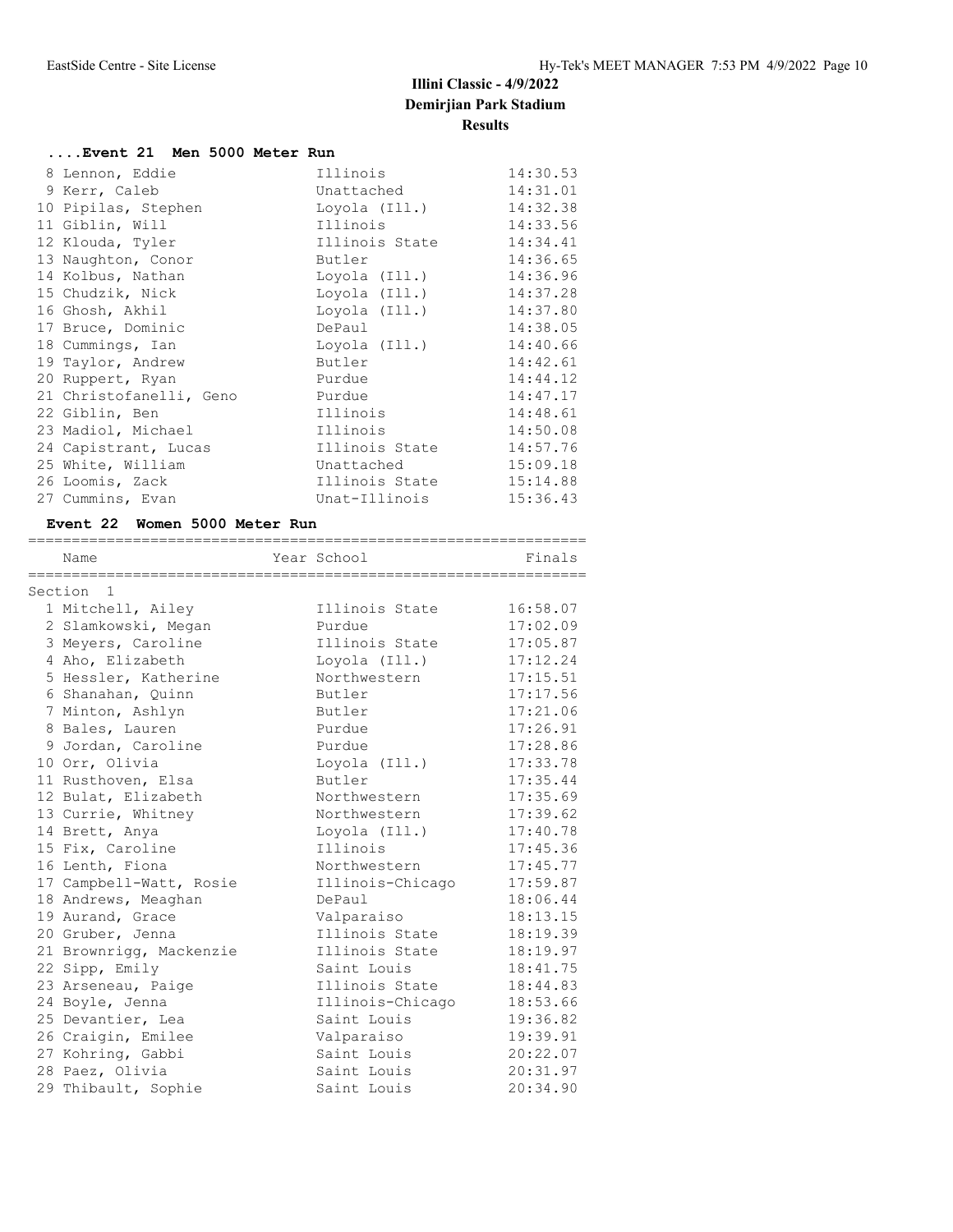# Illini Classic - 4/9/2022

## Demirjian Park Stadium

### Results

#### ....Event 21 Men 5000 Meter Run

| Place | Name | School | Finals |
|---|---|---|---|
| 8 | Lennon, Eddie | Illinois | 14:30.53 |
| 9 | Kerr, Caleb | Unattached | 14:31.01 |
| 10 | Pipilas, Stephen | Loyola (Ill.) | 14:32.38 |
| 11 | Giblin, Will | Illinois | 14:33.56 |
| 12 | Klouda, Tyler | Illinois State | 14:34.41 |
| 13 | Naughton, Conor | Butler | 14:36.65 |
| 14 | Kolbus, Nathan | Loyola (Ill.) | 14:36.96 |
| 15 | Chudzik, Nick | Loyola (Ill.) | 14:37.28 |
| 16 | Ghosh, Akhil | Loyola (Ill.) | 14:37.80 |
| 17 | Bruce, Dominic | DePaul | 14:38.05 |
| 18 | Cummings, Ian | Loyola (Ill.) | 14:40.66 |
| 19 | Taylor, Andrew | Butler | 14:42.61 |
| 20 | Ruppert, Ryan | Purdue | 14:44.12 |
| 21 | Christofanelli, Geno | Purdue | 14:47.17 |
| 22 | Giblin, Ben | Illinois | 14:48.61 |
| 23 | Madiol, Michael | Illinois | 14:50.08 |
| 24 | Capistrant, Lucas | Illinois State | 14:57.76 |
| 25 | White, William | Unattached | 15:09.18 |
| 26 | Loomis, Zack | Illinois State | 15:14.88 |
| 27 | Cummins, Evan | Unat-Illinois | 15:36.43 |

#### Event 22 Women 5000 Meter Run

| Place | Name | Year School | Finals |
|---|---|---|---|
| Section 1 | | | |
| 1 | Mitchell, Ailey | Illinois State | 16:58.07 |
| 2 | Slamkowski, Megan | Purdue | 17:02.09 |
| 3 | Meyers, Caroline | Illinois State | 17:05.87 |
| 4 | Aho, Elizabeth | Loyola (Ill.) | 17:12.24 |
| 5 | Hessler, Katherine | Northwestern | 17:15.51 |
| 6 | Shanahan, Quinn | Butler | 17:17.56 |
| 7 | Minton, Ashlyn | Butler | 17:21.06 |
| 8 | Bales, Lauren | Purdue | 17:26.91 |
| 9 | Jordan, Caroline | Purdue | 17:28.86 |
| 10 | Orr, Olivia | Loyola (Ill.) | 17:33.78 |
| 11 | Rusthoven, Elsa | Butler | 17:35.44 |
| 12 | Bulat, Elizabeth | Northwestern | 17:35.69 |
| 13 | Currie, Whitney | Northwestern | 17:39.62 |
| 14 | Brett, Anya | Loyola (Ill.) | 17:40.78 |
| 15 | Fix, Caroline | Illinois | 17:45.36 |
| 16 | Lenth, Fiona | Northwestern | 17:45.77 |
| 17 | Campbell-Watt, Rosie | Illinois-Chicago | 17:59.87 |
| 18 | Andrews, Meaghan | DePaul | 18:06.44 |
| 19 | Aurand, Grace | Valparaiso | 18:13.15 |
| 20 | Gruber, Jenna | Illinois State | 18:19.39 |
| 21 | Brownrigg, Mackenzie | Illinois State | 18:19.97 |
| 22 | Sipp, Emily | Saint Louis | 18:41.75 |
| 23 | Arseneau, Paige | Illinois State | 18:44.83 |
| 24 | Boyle, Jenna | Illinois-Chicago | 18:53.66 |
| 25 | Devantier, Lea | Saint Louis | 19:36.82 |
| 26 | Craigin, Emilee | Valparaiso | 19:39.91 |
| 27 | Kohring, Gabbi | Saint Louis | 20:22.07 |
| 28 | Paez, Olivia | Saint Louis | 20:31.97 |
| 29 | Thibault, Sophie | Saint Louis | 20:34.90 |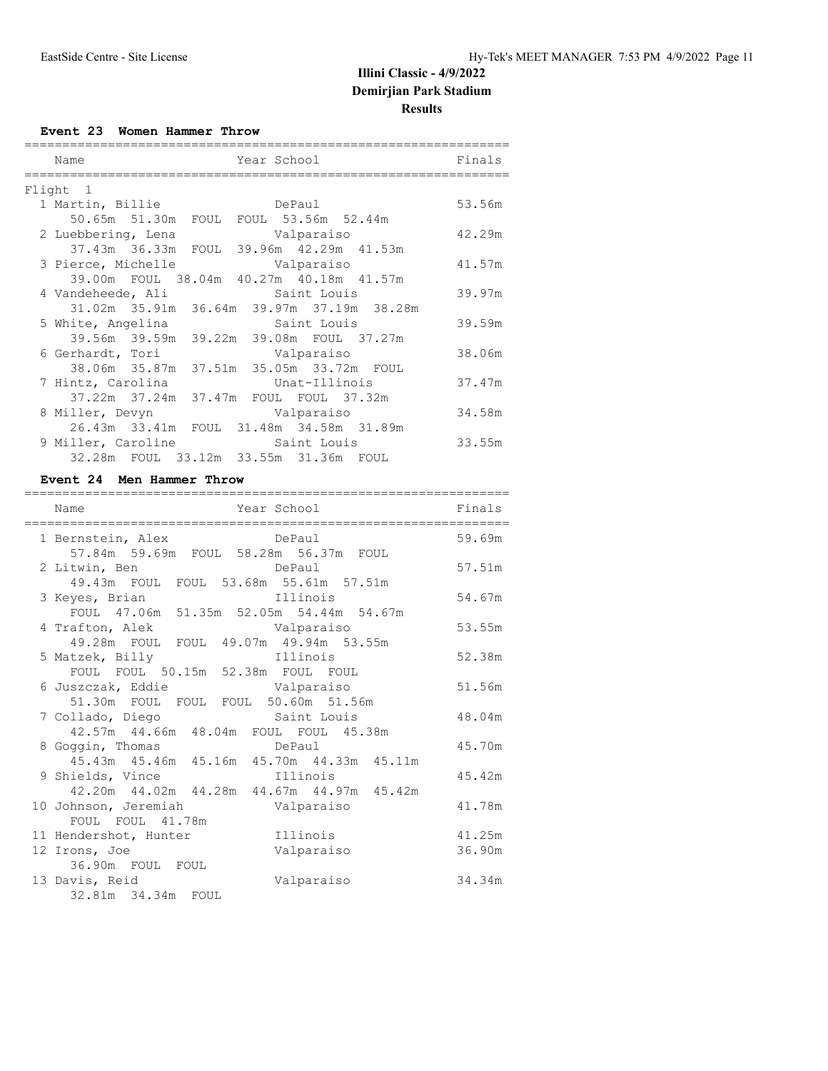# Illini Classic - 4/9/2022
## Demirjian Park Stadium
### Results

**Event 23 Women Hammer Throw**

| Name | Year | School | Finals |
|---|---|---|---|
| **Flight 1** | | | |
| 1 Martin, Billie | | DePaul | 53.56m |
| 50.65m 51.30m FOUL FOUL 53.56m 52.44m | | | |
| 2 Luebbering, Lena | | Valparaiso | 42.29m |
| 37.43m 36.33m FOUL 39.96m 42.29m 41.53m | | | |
| 3 Pierce, Michelle | | Valparaiso | 41.57m |
| 39.00m FOUL 38.04m 40.27m 40.18m 41.57m | | | |
| 4 Vandeheede, Ali | | Saint Louis | 39.97m |
| 31.02m 35.91m 36.64m 39.97m 37.19m 38.28m | | | |
| 5 White, Angelina | | Saint Louis | 39.59m |
| 39.56m 39.59m 39.22m 39.08m FOUL 37.27m | | | |
| 6 Gerhardt, Tori | | Valparaiso | 38.06m |
| 38.06m 35.87m 37.51m 35.05m 33.72m FOUL | | | |
| 7 Hintz, Carolina | | Unat-Illinois | 37.47m |
| 37.22m 37.24m 37.47m FOUL FOUL 37.32m | | | |
| 8 Miller, Devyn | | Valparaiso | 34.58m |
| 26.43m 33.41m FOUL 31.48m 34.58m 31.89m | | | |
| 9 Miller, Caroline | | Saint Louis | 33.55m |
| 32.28m FOUL 33.12m 33.55m 31.36m FOUL | | | |

**Event 24 Men Hammer Throw**

| Name | Year | School | Finals |
|---|---|---|---|
| 1 Bernstein, Alex | | DePaul | 59.69m |
| 57.84m 59.69m FOUL 58.28m 56.37m FOUL | | | |
| 2 Litwin, Ben | | DePaul | 57.51m |
| 49.43m FOUL FOUL 53.68m 55.61m 57.51m | | | |
| 3 Keyes, Brian | | Illinois | 54.67m |
| FOUL 47.06m 51.35m 52.05m 54.44m 54.67m | | | |
| 4 Trafton, Alek | | Valparaiso | 53.55m |
| 49.28m FOUL FOUL 49.07m 49.94m 53.55m | | | |
| 5 Matzek, Billy | | Illinois | 52.38m |
| FOUL FOUL 50.15m 52.38m FOUL FOUL | | | |
| 6 Juszczak, Eddie | | Valparaiso | 51.56m |
| 51.30m FOUL FOUL FOUL 50.60m 51.56m | | | |
| 7 Collado, Diego | | Saint Louis | 48.04m |
| 42.57m 44.66m 48.04m FOUL FOUL 45.38m | | | |
| 8 Goggin, Thomas | | DePaul | 45.70m |
| 45.43m 45.46m 45.16m 45.70m 44.33m 45.11m | | | |
| 9 Shields, Vince | | Illinois | 45.42m |
| 42.20m 44.02m 44.28m 44.67m 44.97m 45.42m | | | |
| 10 Johnson, Jeremiah | | Valparaiso | 41.78m |
| FOUL FOUL 41.78m | | | |
| 11 Hendershot, Hunter | | Illinois | 41.25m |
| 12 Irons, Joe | | Valparaiso | 36.90m |
| 36.90m FOUL FOUL | | | |
| 13 Davis, Reid | | Valparaiso | 34.34m |
| 32.81m 34.34m FOUL | | | |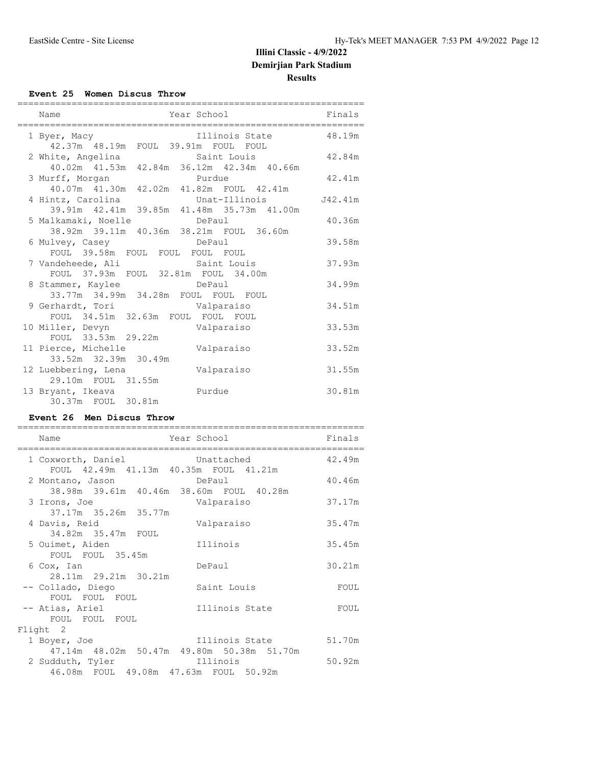# Illini Classic - 4/9/2022
## Demirjian Park Stadium
### Results

**Event 25 Women Discus Throw**

| Place | Name | Year | School | Finals |
|---|---|---|---|---|
| 1 | Byer, Macy | | Illinois State | 48.19m |
| | 42.37m 48.19m FOUL 39.91m FOUL FOUL | | | |
| 2 | White, Angelina | | Saint Louis | 42.84m |
| | 40.02m 41.53m 42.84m 36.12m 42.34m 40.66m | | | |
| 3 | Murff, Morgan | | Purdue | 42.41m |
| | 40.07m 41.30m 42.02m 41.82m FOUL 42.41m | | | |
| 4 | Hintz, Carolina | | Unat-Illinois | J42.41m |
| | 39.91m 42.41m 39.85m 41.48m 35.73m 41.00m | | | |
| 5 | Malkamaki, Noelle | | DePaul | 40.36m |
| | 38.92m 39.11m 40.36m 38.21m FOUL 36.60m | | | |
| 6 | Mulvey, Casey | | DePaul | 39.58m |
| | FOUL 39.58m FOUL FOUL FOUL FOUL | | | |
| 7 | Vandeheede, Ali | | Saint Louis | 37.93m |
| | FOUL 37.93m FOUL 32.81m FOUL 34.00m | | | |
| 8 | Stammer, Kaylee | | DePaul | 34.99m |
| | 33.77m 34.99m 34.28m FOUL FOUL FOUL | | | |
| 9 | Gerhardt, Tori | | Valparaiso | 34.51m |
| | FOUL 34.51m 32.63m FOUL FOUL FOUL | | | |
| 10 | Miller, Devyn | | Valparaiso | 33.53m |
| | FOUL 33.53m 29.22m | | | |
| 11 | Pierce, Michelle | | Valparaiso | 33.52m |
| | 33.52m 32.39m 30.49m | | | |
| 12 | Luebbering, Lena | | Valparaiso | 31.55m |
| | 29.10m FOUL 31.55m | | | |
| 13 | Bryant, Ikeava | | Purdue | 30.81m |
| | 30.37m FOUL 30.81m | | | |

**Event 26 Men Discus Throw**

| Place | Name | Year | School | Finals |
|---|---|---|---|---|
| 1 | Coxworth, Daniel | | Unattached | 42.49m |
| | FOUL 42.49m 41.13m 40.35m FOUL 41.21m | | | |
| 2 | Montano, Jason | | DePaul | 40.46m |
| | 38.98m 39.61m 40.46m 38.60m FOUL 40.28m | | | |
| 3 | Irons, Joe | | Valparaiso | 37.17m |
| | 37.17m 35.26m 35.77m | | | |
| 4 | Davis, Reid | | Valparaiso | 35.47m |
| | 34.82m 35.47m FOUL | | | |
| 5 | Ouimet, Aiden | | Illinois | 35.45m |
| | FOUL FOUL 35.45m | | | |
| 6 | Cox, Ian | | DePaul | 30.21m |
| | 28.11m 29.21m 30.21m | | | |
| -- | Collado, Diego | | Saint Louis | FOUL |
| | FOUL FOUL FOUL | | | |
| -- | Atias, Ariel | | Illinois State | FOUL |
| | FOUL FOUL FOUL | | | |
| **Flight 2** | | | | |
| 1 | Boyer, Joe | | Illinois State | 51.70m |
| | 47.14m 48.02m 50.47m 49.80m 50.38m 51.70m | | | |
| 2 | Sudduth, Tyler | | Illinois | 50.92m |
| | 46.08m FOUL 49.08m 47.63m FOUL 50.92m | | | |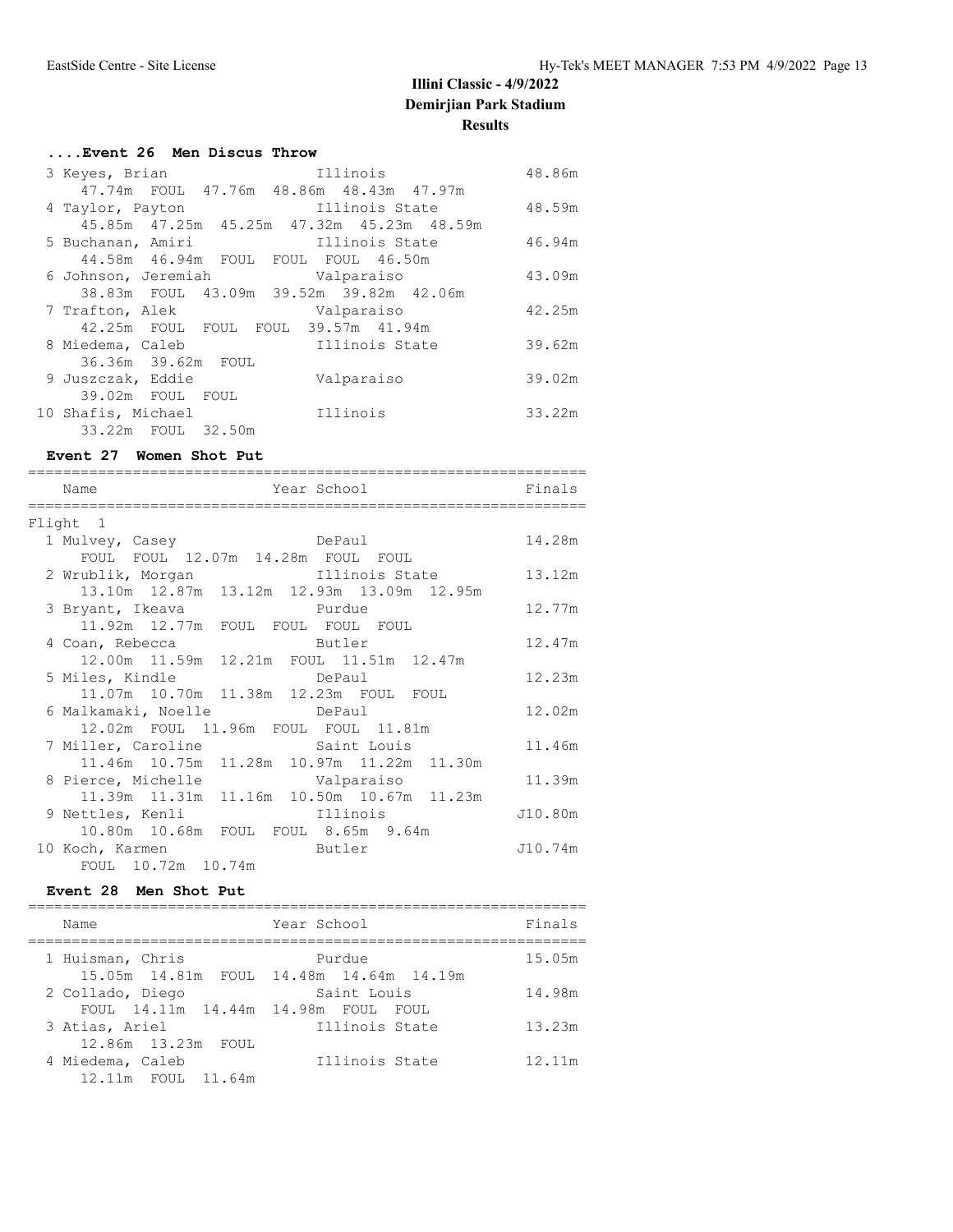## Illini Classic - 4/9/2022
## Demirjian Park Stadium
## Results

### ....Event 26 Men Discus Throw

```
  3 Keyes, Brian                 Illinois                  48.86m
      47.74m  FOUL  47.76m  48.86m  48.43m  47.97m
  4 Taylor, Payton               Illinois State            48.59m
      45.85m  47.25m  45.25m  47.32m  45.23m  48.59m
  5 Buchanan, Amiri              Illinois State            46.94m
      44.58m  46.94m  FOUL  FOUL  FOUL  46.50m
  6 Johnson, Jeremiah            Valparaiso                43.09m
      38.83m  FOUL  43.09m  39.52m  39.82m  42.06m
  7 Trafton, Alek                Valparaiso                42.25m
      42.25m  FOUL  FOUL  FOUL  39.57m  41.94m
  8 Miedema, Caleb               Illinois State            39.62m
      36.36m  39.62m  FOUL
  9 Juszczak, Eddie              Valparaiso                39.02m
      39.02m  FOUL  FOUL
 10 Shafis, Michael              Illinois                  33.22m
      33.22m  FOUL  32.50m
```

### Event 27 Women Shot Put

```
================================================================
    Name                    Year School                  Finals
================================================================
Flight  1
  1 Mulvey, Casey                DePaul                    14.28m
      FOUL  FOUL  12.07m  14.28m  FOUL  FOUL
  2 Wrublik, Morgan              Illinois State            13.12m
      13.10m  12.87m  13.12m  12.93m  13.09m  12.95m
  3 Bryant, Ikeava               Purdue                    12.77m
      11.92m  12.77m  FOUL  FOUL  FOUL  FOUL
  4 Coan, Rebecca                Butler                    12.47m
      12.00m  11.59m  12.21m  FOUL  11.51m  12.47m
  5 Miles, Kindle                DePaul                    12.23m
      11.07m  10.70m  11.38m  12.23m  FOUL  FOUL
  6 Malkamaki, Noelle            DePaul                    12.02m
      12.02m  FOUL  11.96m  FOUL  FOUL  11.81m
  7 Miller, Caroline             Saint Louis               11.46m
      11.46m  10.75m  11.28m  10.97m  11.22m  11.30m
  8 Pierce, Michelle             Valparaiso                11.39m
      11.39m  11.31m  11.16m  10.50m  10.67m  11.23m
  9 Nettles, Kenli               Illinois                 J10.80m
      10.80m  10.68m  FOUL  FOUL  8.65m  9.64m
 10 Koch, Karmen                 Butler                   J10.74m
      FOUL  10.72m  10.74m
```

### Event 28 Men Shot Put

```
================================================================
    Name                    Year School                  Finals
================================================================
  1 Huisman, Chris               Purdue                    15.05m
      15.05m  14.81m  FOUL  14.48m  14.64m  14.19m
  2 Collado, Diego               Saint Louis               14.98m
      FOUL  14.11m  14.44m  14.98m  FOUL  FOUL
  3 Atias, Ariel                 Illinois State            13.23m
      12.86m  13.23m  FOUL
  4 Miedema, Caleb               Illinois State            12.11m
      12.11m  FOUL  11.64m
```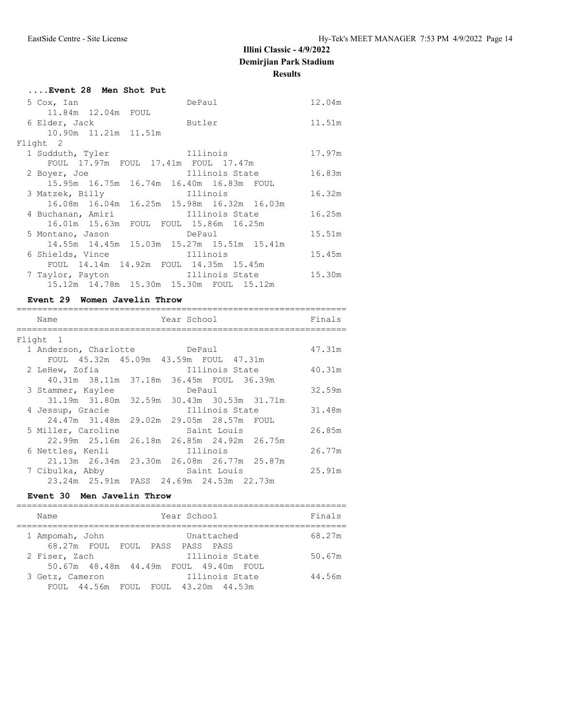# Illini Classic - 4/9/2022
## Demirjian Park Stadium
### Results

#### ....Event 28 Men Shot Put

| Place | Name | Year | School | Finals |
|---|---|---|---|---|
| 5 | Cox, Ian | | DePaul | 12.04m |
| | 11.84m 12.04m FOUL | | | |
| 6 | Elder, Jack | | Butler | 11.51m |
| | 10.90m 11.21m 11.51m | | | |
| **Flight 2** | | | | |
| 1 | Sudduth, Tyler | | Illinois | 17.97m |
| | FOUL 17.97m FOUL 17.41m FOUL 17.47m | | | |
| 2 | Boyer, Joe | | Illinois State | 16.83m |
| | 15.95m 16.75m 16.74m 16.40m 16.83m FOUL | | | |
| 3 | Matzek, Billy | | Illinois | 16.32m |
| | 16.08m 16.04m 16.25m 15.98m 16.32m 16.03m | | | |
| 4 | Buchanan, Amiri | | Illinois State | 16.25m |
| | 16.01m 15.63m FOUL FOUL 15.86m 16.25m | | | |
| 5 | Montano, Jason | | DePaul | 15.51m |
| | 14.55m 14.45m 15.03m 15.27m 15.51m 15.41m | | | |
| 6 | Shields, Vince | | Illinois | 15.45m |
| | FOUL 14.14m 14.92m FOUL 14.35m 15.45m | | | |
| 7 | Taylor, Payton | | Illinois State | 15.30m |
| | 15.12m 14.78m 15.30m 15.30m FOUL 15.12m | | | |

#### Event 29 Women Javelin Throw

| Place | Name | Year | School | Finals |
|---|---|---|---|---|
| **Flight 1** | | | | |
| 1 | Anderson, Charlotte | | DePaul | 47.31m |
| | FOUL 45.32m 45.09m 43.59m FOUL 47.31m | | | |
| 2 | LeHew, Zofia | | Illinois State | 40.31m |
| | 40.31m 38.11m 37.18m 36.45m FOUL 36.39m | | | |
| 3 | Stammer, Kaylee | | DePaul | 32.59m |
| | 31.19m 31.80m 32.59m 30.43m 30.53m 31.71m | | | |
| 4 | Jessup, Gracie | | Illinois State | 31.48m |
| | 24.47m 31.48m 29.02m 29.05m 28.57m FOUL | | | |
| 5 | Miller, Caroline | | Saint Louis | 26.85m |
| | 22.99m 25.16m 26.18m 26.85m 24.92m 26.75m | | | |
| 6 | Nettles, Kenli | | Illinois | 26.77m |
| | 21.13m 26.34m 23.30m 26.08m 26.77m 25.87m | | | |
| 7 | Cibulka, Abby | | Saint Louis | 25.91m |
| | 23.24m 25.91m PASS 24.69m 24.53m 22.73m | | | |

#### Event 30 Men Javelin Throw

| Place | Name | Year | School | Finals |
|---|---|---|---|---|
| 1 | Ampomah, John | | Unattached | 68.27m |
| | 68.27m FOUL FOUL PASS PASS PASS | | | |
| 2 | Fiser, Zach | | Illinois State | 50.67m |
| | 50.67m 48.48m 44.49m FOUL 49.40m FOUL | | | |
| 3 | Getz, Cameron | | Illinois State | 44.56m |
| | FOUL 44.56m FOUL FOUL 43.20m 44.53m | | | |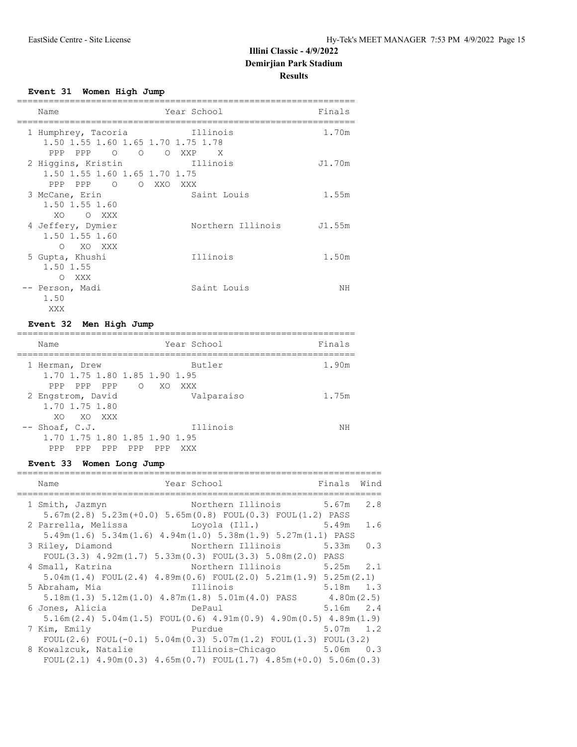# Illini Classic - 4/9/2022
## Demirjian Park Stadium
### Results

**Event 31 Women High Jump**

```
================================================================
    Name                    Year School                  Finals 
================================================================
  1 Humphrey, Tacoria            Illinois                  1.70m 
     1.50 1.55 1.60 1.65 1.70 1.75 1.78
      PPP  PPP    O    O    O  XXP    X
  2 Higgins, Kristin             Illinois                 J1.70m 
     1.50 1.55 1.60 1.65 1.70 1.75
      PPP  PPP    O    O  XXO  XXX
  3 McCane, Erin                 Saint Louis               1.55m 
     1.50 1.55 1.60
       XO    O  XXX
  4 Jeffery, Dymier              Northern Illinois        J1.55m 
     1.50 1.55 1.60
        O   XO  XXX
  5 Gupta, Khushi                Illinois                  1.50m 
     1.50 1.55
        O  XXX
 -- Person, Madi                 Saint Louis                  NH 
     1.50
      XXX
```

**Event 32 Men High Jump**

```
================================================================
    Name                    Year School                  Finals 
================================================================
  1 Herman, Drew                 Butler                    1.90m 
     1.70 1.75 1.80 1.85 1.90 1.95
      PPP  PPP  PPP    O   XO  XXX
  2 Engstrom, David              Valparaiso                1.75m 
     1.70 1.75 1.80
       XO   XO  XXX
 -- Shoaf, C.J.                  Illinois                     NH 
     1.70 1.75 1.80 1.85 1.90 1.95
      PPP  PPP  PPP  PPP  PPP  XXX
```

**Event 33 Women Long Jump**

```
=====================================================================
    Name                    Year School                  Finals  Wind 
=====================================================================
  1 Smith, Jazmyn                Northern Illinois        5.67m   2.8 
     5.67m(2.8) 5.23m(+0.0) 5.65m(0.8) FOUL(0.3) FOUL(1.2) PASS
  2 Parrella, Melissa            Loyola (Ill.)            5.49m   1.6 
     5.49m(1.6) 5.34m(1.6) 4.94m(1.0) 5.38m(1.9) 5.27m(1.1) PASS
  3 Riley, Diamond               Northern Illinois        5.33m   0.3 
     FOUL(3.3) 4.92m(1.7) 5.33m(0.3) FOUL(3.3) 5.08m(2.0) PASS
  4 Small, Katrina               Northern Illinois        5.25m   2.1 
     5.04m(1.4) FOUL(2.4) 4.89m(0.6) FOUL(2.0) 5.21m(1.9) 5.25m(2.1)
  5 Abraham, Mia                 Illinois                 5.18m   1.3 
     5.18m(1.3) 5.12m(1.0) 4.87m(1.8) 5.01m(4.0) PASS      4.80m(2.5)
  6 Jones, Alicia                DePaul                   5.16m   2.4 
     5.16m(2.4) 5.04m(1.5) FOUL(0.6) 4.91m(0.9) 4.90m(0.5) 4.89m(1.9)
  7 Kim, Emily                   Purdue                   5.07m   1.2 
     FOUL(2.6) FOUL(-0.1) 5.04m(0.3) 5.07m(1.2) FOUL(1.3) FOUL(3.2)
  8 Kowalzcuk, Natalie           Illinois-Chicago         5.06m   0.3 
     FOUL(2.1) 4.90m(0.3) 4.65m(0.7) FOUL(1.7) 4.85m(+0.0) 5.06m(0.3)
```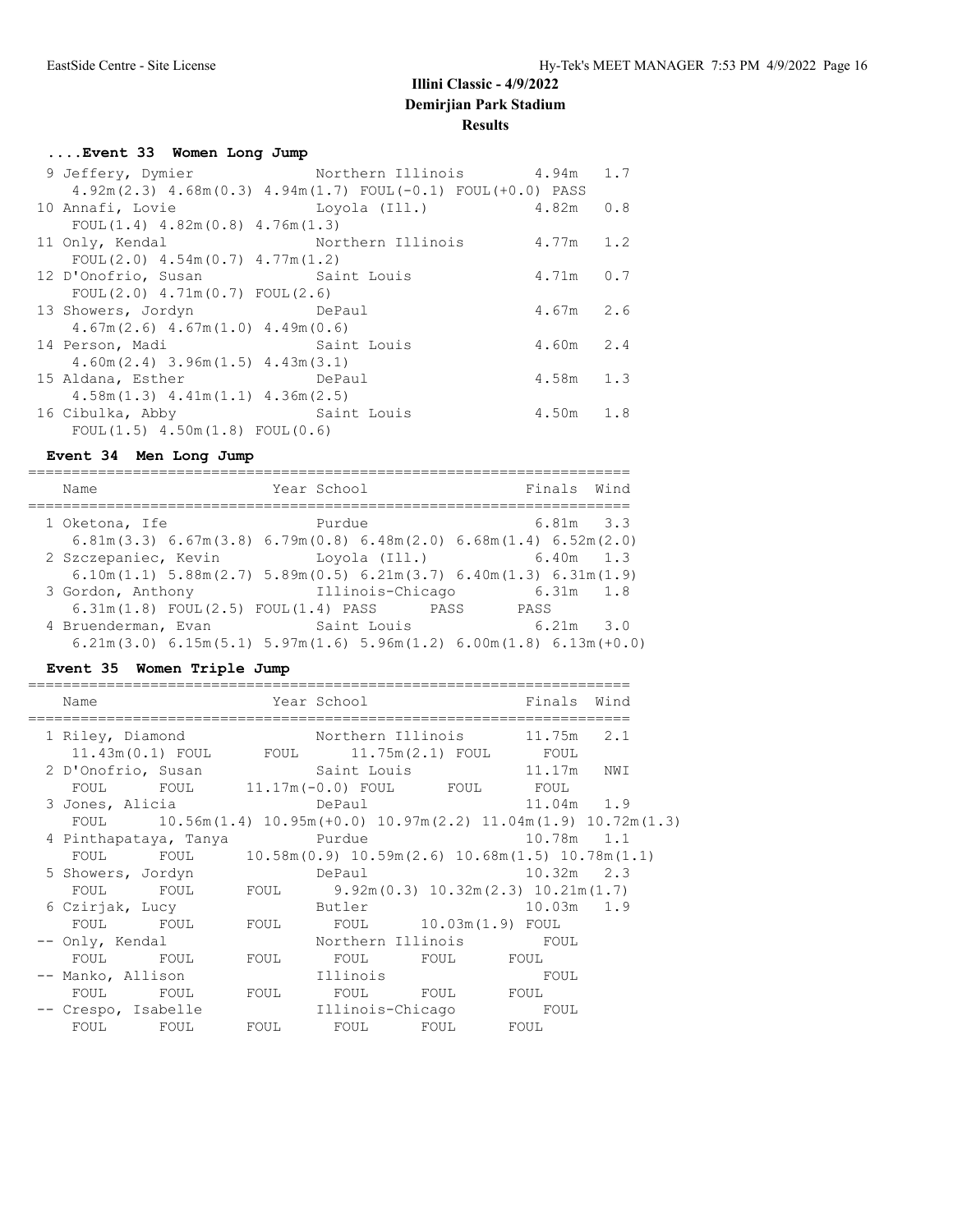# Illini Classic - 4/9/2022
## Demirjian Park Stadium
### Results

#### ....Event 33 Women Long Jump

| Place | Name | Year | School | Finals | Wind |
|---|---|---|---|---|---|
| 9 | Jeffery, Dymier | | Northern Illinois | 4.94m | 1.7 |
| | 4.92m(2.3) 4.68m(0.3) 4.94m(1.7) FOUL(-0.1) FOUL(+0.0) PASS | | | | |
| 10 | Annafi, Lovie | | Loyola (Ill.) | 4.82m | 0.8 |
| | FOUL(1.4) 4.82m(0.8) 4.76m(1.3) | | | | |
| 11 | Only, Kendal | | Northern Illinois | 4.77m | 1.2 |
| | FOUL(2.0) 4.54m(0.7) 4.77m(1.2) | | | | |
| 12 | D'Onofrio, Susan | | Saint Louis | 4.71m | 0.7 |
| | FOUL(2.0) 4.71m(0.7) FOUL(2.6) | | | | |
| 13 | Showers, Jordyn | | DePaul | 4.67m | 2.6 |
| | 4.67m(2.6) 4.67m(1.0) 4.49m(0.6) | | | | |
| 14 | Person, Madi | | Saint Louis | 4.60m | 2.4 |
| | 4.60m(2.4) 3.96m(1.5) 4.43m(3.1) | | | | |
| 15 | Aldana, Esther | | DePaul | 4.58m | 1.3 |
| | 4.58m(1.3) 4.41m(1.1) 4.36m(2.5) | | | | |
| 16 | Cibulka, Abby | | Saint Louis | 4.50m | 1.8 |
| | FOUL(1.5) 4.50m(1.8) FOUL(0.6) | | | | |

#### Event 34 Men Long Jump

| Place | Name | Year | School | Finals | Wind |
|---|---|---|---|---|---|
| 1 | Oketona, Ife | | Purdue | 6.81m | 3.3 |
| | 6.81m(3.3) 6.67m(3.8) 6.79m(0.8) 6.48m(2.0) 6.68m(1.4) 6.52m(2.0) | | | | |
| 2 | Szczepaniec, Kevin | | Loyola (Ill.) | 6.40m | 1.3 |
| | 6.10m(1.1) 5.88m(2.7) 5.89m(0.5) 6.21m(3.7) 6.40m(1.3) 6.31m(1.9) | | | | |
| 3 | Gordon, Anthony | | Illinois-Chicago | 6.31m | 1.8 |
| | 6.31m(1.8) FOUL(2.5) FOUL(1.4) PASS PASS PASS | | | | |
| 4 | Bruenderman, Evan | | Saint Louis | 6.21m | 3.0 |
| | 6.21m(3.0) 6.15m(5.1) 5.97m(1.6) 5.96m(1.2) 6.00m(1.8) 6.13m(+0.0) | | | | |

#### Event 35 Women Triple Jump

| Place | Name | Year | School | Finals | Wind |
|---|---|---|---|---|---|
| 1 | Riley, Diamond | | Northern Illinois | 11.75m | 2.1 |
| | 11.43m(0.1) FOUL FOUL 11.75m(2.1) FOUL FOUL | | | | |
| 2 | D'Onofrio, Susan | | Saint Louis | 11.17m | NWI |
| | FOUL FOUL 11.17m(-0.0) FOUL FOUL FOUL | | | | |
| 3 | Jones, Alicia | | DePaul | 11.04m | 1.9 |
| | FOUL 10.56m(1.4) 10.95m(+0.0) 10.97m(2.2) 11.04m(1.9) 10.72m(1.3) | | | | |
| 4 | Pinthapataya, Tanya | | Purdue | 10.78m | 1.1 |
| | FOUL FOUL 10.58m(0.9) 10.59m(2.6) 10.68m(1.5) 10.78m(1.1) | | | | |
| 5 | Showers, Jordyn | | DePaul | 10.32m | 2.3 |
| | FOUL FOUL FOUL 9.92m(0.3) 10.32m(2.3) 10.21m(1.7) | | | | |
| 6 | Czirjak, Lucy | | Butler | 10.03m | 1.9 |
| | FOUL FOUL FOUL FOUL 10.03m(1.9) FOUL | | | | |
| -- | Only, Kendal | | Northern Illinois | FOUL | |
| | FOUL FOUL FOUL FOUL FOUL FOUL | | | | |
| -- | Manko, Allison | | Illinois | FOUL | |
| | FOUL FOUL FOUL FOUL FOUL FOUL | | | | |
| -- | Crespo, Isabelle | | Illinois-Chicago | FOUL | |
| | FOUL FOUL FOUL FOUL FOUL FOUL | | | | |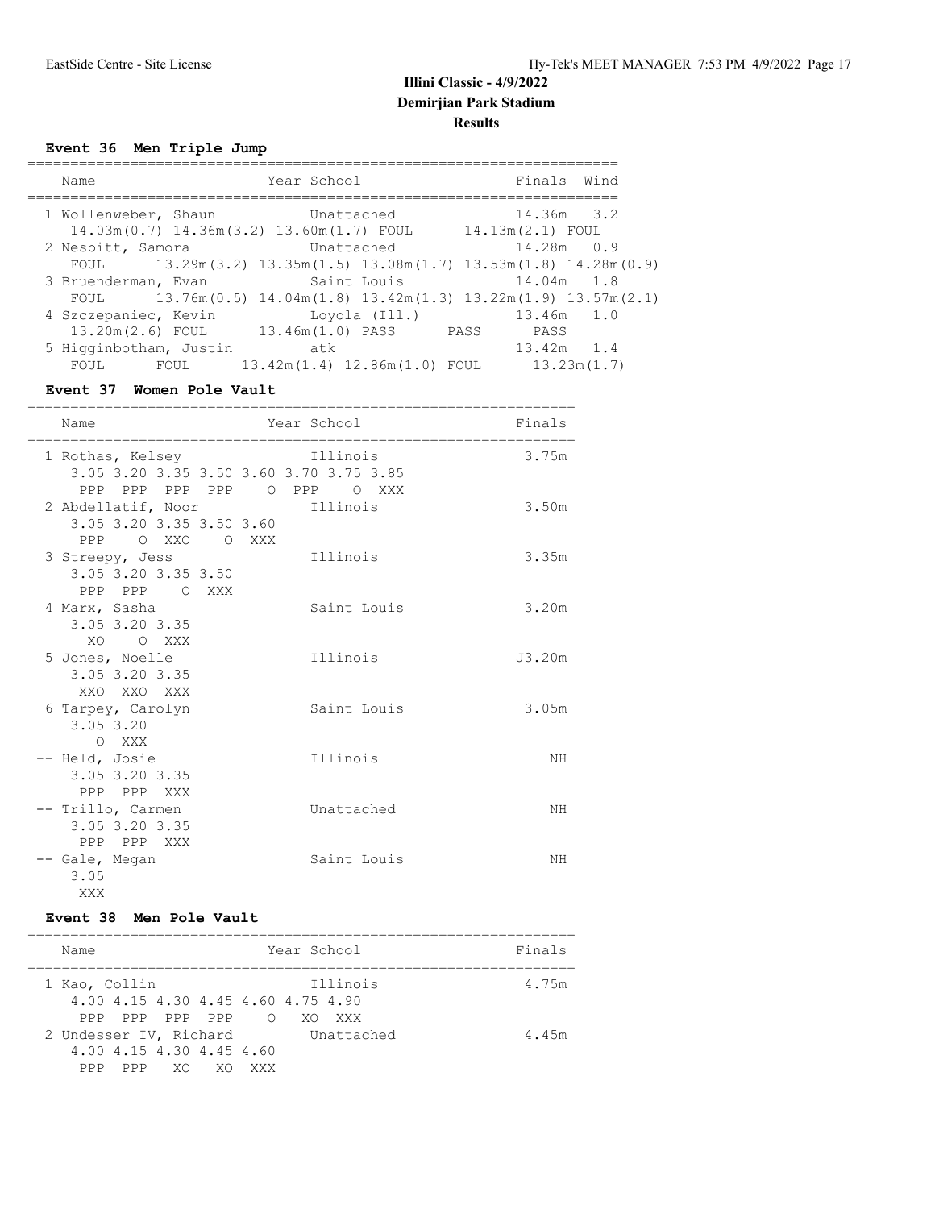# Illini Classic - 4/9/2022
## Demirjian Park Stadium
## Results

### Event 36 Men Triple Jump

```
====================================================================
   Name                    Year School                 Finals  Wind
====================================================================
  1 Wollenweber, Shaun          Unattached             14.36m   3.2
     14.03m(0.7) 14.36m(3.2) 13.60m(1.7) FOUL      14.13m(2.1) FOUL
  2 Nesbitt, Samora             Unattached             14.28m   0.9
     FOUL      13.29m(3.2) 13.35m(1.5) 13.08m(1.7) 13.53m(1.8) 14.28m(0.9)
  3 Bruenderman, Evan           Saint Louis            14.04m   1.8
     FOUL      13.76m(0.5) 14.04m(1.8) 13.42m(1.3) 13.22m(1.9) 13.57m(2.1)
  4 Szczepaniec, Kevin          Loyola (Ill.)          13.46m   1.0
     13.20m(2.6) FOUL      13.46m(1.0) PASS      PASS      PASS
  5 Higginbotham, Justin        atk                    13.42m   1.4
     FOUL      FOUL      13.42m(1.4) 12.86m(1.0) FOUL      13.23m(1.7)
```

### Event 37 Women Pole Vault

```
=================================================================
   Name                    Year School                 Finals
=================================================================
  1 Rothas, Kelsey              Illinois                3.75m
     3.05 3.20 3.35 3.50 3.60 3.70 3.75 3.85
      PPP  PPP  PPP  PPP    O  PPP    O  XXX
  2 Abdellatif, Noor            Illinois                3.50m
     3.05 3.20 3.35 3.50 3.60
      PPP    O  XXO    O  XXX
  3 Streepy, Jess               Illinois                3.35m
     3.05 3.20 3.35 3.50
      PPP  PPP    O  XXX
  4 Marx, Sasha                 Saint Louis             3.20m
     3.05 3.20 3.35
       XO    O  XXX
  5 Jones, Noelle               Illinois               J3.20m
     3.05 3.20 3.35
      XXO  XXO  XXX
  6 Tarpey, Carolyn             Saint Louis             3.05m
     3.05 3.20
        O  XXX
 -- Held, Josie                 Illinois                   NH
     3.05 3.20 3.35
      PPP  PPP  XXX
 -- Trillo, Carmen              Unattached                 NH
     3.05 3.20 3.35
      PPP  PPP  XXX
 -- Gale, Megan                 Saint Louis                NH
     3.05
      XXX
```

### Event 38 Men Pole Vault

```
=================================================================
   Name                    Year School                 Finals
=================================================================
  1 Kao, Collin                 Illinois                4.75m
     4.00 4.15 4.30 4.45 4.60 4.75 4.90
      PPP  PPP  PPP  PPP    O   XO  XXX
  2 Undesser IV, Richard        Unattached              4.45m
     4.00 4.15 4.30 4.45 4.60
      PPP  PPP   XO   XO  XXX
```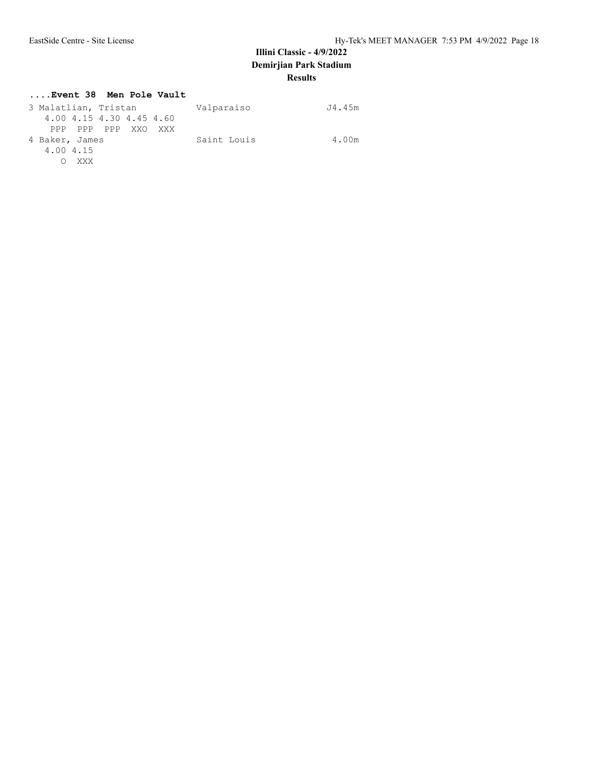# Illini Classic - 4/9/2022

## Demirjian Park Stadium

### Results

**....Event 38 Men Pole Vault**

```
3 Malatlian, Tristan          Valparaiso              J4.45m
   4.00 4.15 4.30 4.45 4.60
    PPP  PPP  PPP  XXO  XXX
4 Baker, James                Saint Louis              4.00m
   4.00 4.15
      O  XXX
```